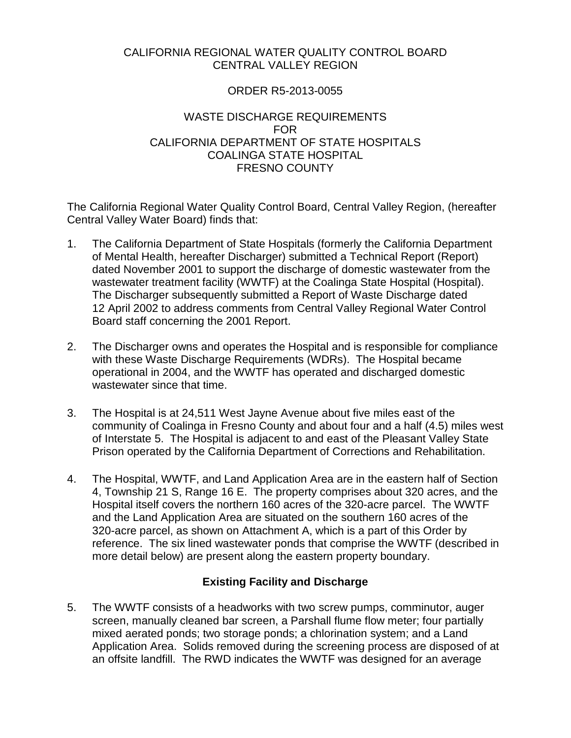CALIFORNIA REGIONAL WATER QUALITY CONTROL BOARD
CENTRAL VALLEY REGION

ORDER R5-2013-0055

WASTE DISCHARGE REQUIREMENTS
FOR
CALIFORNIA DEPARTMENT OF STATE HOSPITALS
COALINGA STATE HOSPITAL
FRESNO COUNTY

The California Regional Water Quality Control Board, Central Valley Region, (hereafter Central Valley Water Board) finds that:

1. The California Department of State Hospitals (formerly the California Department of Mental Health, hereafter Discharger) submitted a Technical Report (Report) dated November 2001 to support the discharge of domestic wastewater from the wastewater treatment facility (WWTF) at the Coalinga State Hospital (Hospital). The Discharger subsequently submitted a Report of Waste Discharge dated 12 April 2002 to address comments from Central Valley Regional Water Control Board staff concerning the 2001 Report.

2. The Discharger owns and operates the Hospital and is responsible for compliance with these Waste Discharge Requirements (WDRs). The Hospital became operational in 2004, and the WWTF has operated and discharged domestic wastewater since that time.

3. The Hospital is at 24,511 West Jayne Avenue about five miles east of the community of Coalinga in Fresno County and about four and a half (4.5) miles west of Interstate 5. The Hospital is adjacent to and east of the Pleasant Valley State Prison operated by the California Department of Corrections and Rehabilitation.

4. The Hospital, WWTF, and Land Application Area are in the eastern half of Section 4, Township 21 S, Range 16 E. The property comprises about 320 acres, and the Hospital itself covers the northern 160 acres of the 320-acre parcel. The WWTF and the Land Application Area are situated on the southern 160 acres of the 320-acre parcel, as shown on Attachment A, which is a part of this Order by reference. The six lined wastewater ponds that comprise the WWTF (described in more detail below) are present along the eastern property boundary.

## Existing Facility and Discharge

5. The WWTF consists of a headworks with two screw pumps, comminutor, auger screen, manually cleaned bar screen, a Parshall flume flow meter; four partially mixed aerated ponds; two storage ponds; a chlorination system; and a Land Application Area. Solids removed during the screening process are disposed of at an offsite landfill. The RWD indicates the WWTF was designed for an average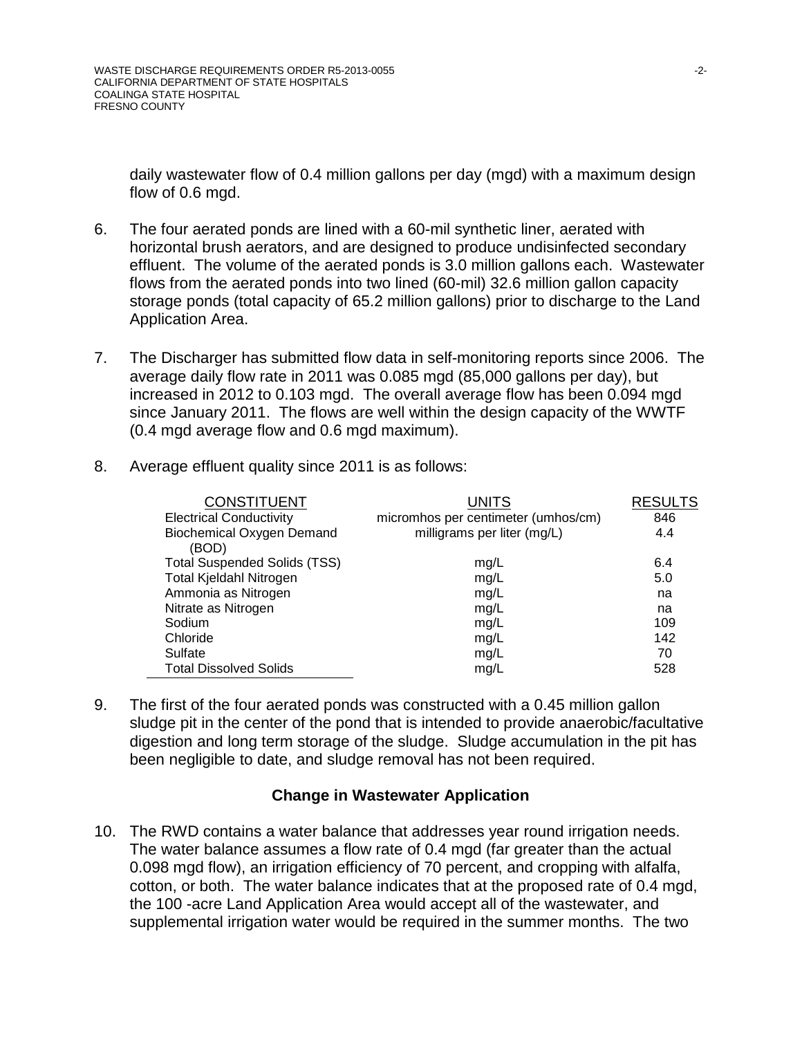daily wastewater flow of 0.4 million gallons per day (mgd) with a maximum design flow of 0.6 mgd.

6. The four aerated ponds are lined with a 60-mil synthetic liner, aerated with horizontal brush aerators, and are designed to produce undisinfected secondary effluent. The volume of the aerated ponds is 3.0 million gallons each. Wastewater flows from the aerated ponds into two lined (60-mil) 32.6 million gallon capacity storage ponds (total capacity of 65.2 million gallons) prior to discharge to the Land Application Area.

7. The Discharger has submitted flow data in self-monitoring reports since 2006. The average daily flow rate in 2011 was 0.085 mgd (85,000 gallons per day), but increased in 2012 to 0.103 mgd. The overall average flow has been 0.094 mgd since January 2011. The flows are well within the design capacity of the WWTF (0.4 mgd average flow and 0.6 mgd maximum).

8. Average effluent quality since 2011 is as follows:

| CONSTITUENT | UNITS | RESULTS |
|---|---|---|
| Electrical Conductivity | micromhos per centimeter (umhos/cm) | 846 |
| Biochemical Oxygen Demand (BOD) | milligrams per liter (mg/L) | 4.4 |
| Total Suspended Solids (TSS) | mg/L | 6.4 |
| Total Kjeldahl Nitrogen | mg/L | 5.0 |
| Ammonia as Nitrogen | mg/L | na |
| Nitrate as Nitrogen | mg/L | na |
| Sodium | mg/L | 109 |
| Chloride | mg/L | 142 |
| Sulfate | mg/L | 70 |
| Total Dissolved Solids | mg/L | 528 |

9. The first of the four aerated ponds was constructed with a 0.45 million gallon sludge pit in the center of the pond that is intended to provide anaerobic/facultative digestion and long term storage of the sludge. Sludge accumulation in the pit has been negligible to date, and sludge removal has not been required.

**Change in Wastewater Application**

10. The RWD contains a water balance that addresses year round irrigation needs. The water balance assumes a flow rate of 0.4 mgd (far greater than the actual 0.098 mgd flow), an irrigation efficiency of 70 percent, and cropping with alfalfa, cotton, or both. The water balance indicates that at the proposed rate of 0.4 mgd, the 100 -acre Land Application Area would accept all of the wastewater, and supplemental irrigation water would be required in the summer months. The two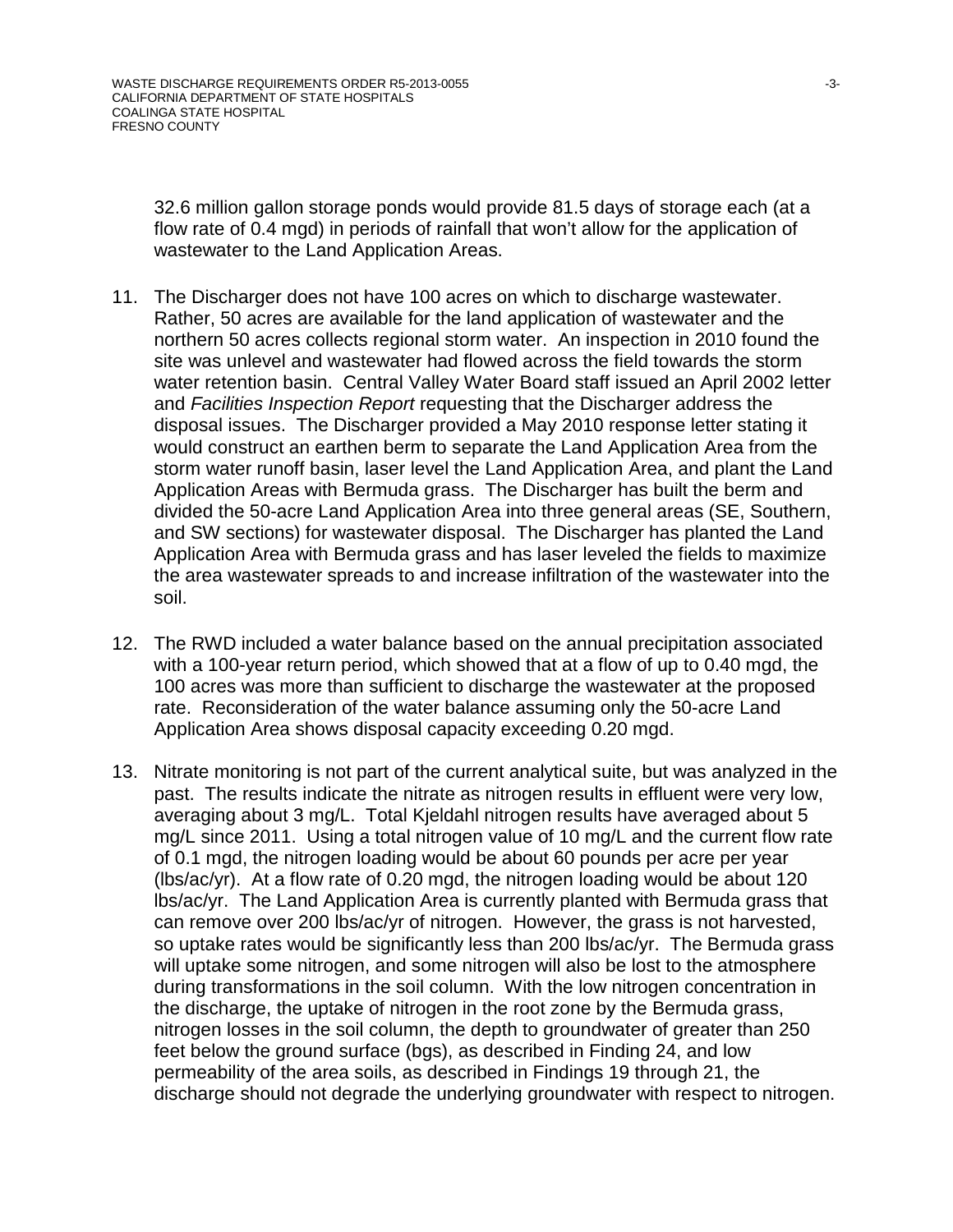32.6 million gallon storage ponds would provide 81.5 days of storage each (at a flow rate of 0.4 mgd) in periods of rainfall that won't allow for the application of wastewater to the Land Application Areas.

11. The Discharger does not have 100 acres on which to discharge wastewater. Rather, 50 acres are available for the land application of wastewater and the northern 50 acres collects regional storm water. An inspection in 2010 found the site was unlevel and wastewater had flowed across the field towards the storm water retention basin. Central Valley Water Board staff issued an April 2002 letter and *Facilities Inspection Report* requesting that the Discharger address the disposal issues. The Discharger provided a May 2010 response letter stating it would construct an earthen berm to separate the Land Application Area from the storm water runoff basin, laser level the Land Application Area, and plant the Land Application Areas with Bermuda grass. The Discharger has built the berm and divided the 50-acre Land Application Area into three general areas (SE, Southern, and SW sections) for wastewater disposal. The Discharger has planted the Land Application Area with Bermuda grass and has laser leveled the fields to maximize the area wastewater spreads to and increase infiltration of the wastewater into the soil.

12. The RWD included a water balance based on the annual precipitation associated with a 100-year return period, which showed that at a flow of up to 0.40 mgd, the 100 acres was more than sufficient to discharge the wastewater at the proposed rate. Reconsideration of the water balance assuming only the 50-acre Land Application Area shows disposal capacity exceeding 0.20 mgd.

13. Nitrate monitoring is not part of the current analytical suite, but was analyzed in the past. The results indicate the nitrate as nitrogen results in effluent were very low, averaging about 3 mg/L. Total Kjeldahl nitrogen results have averaged about 5 mg/L since 2011. Using a total nitrogen value of 10 mg/L and the current flow rate of 0.1 mgd, the nitrogen loading would be about 60 pounds per acre per year (lbs/ac/yr). At a flow rate of 0.20 mgd, the nitrogen loading would be about 120 lbs/ac/yr. The Land Application Area is currently planted with Bermuda grass that can remove over 200 lbs/ac/yr of nitrogen. However, the grass is not harvested, so uptake rates would be significantly less than 200 lbs/ac/yr. The Bermuda grass will uptake some nitrogen, and some nitrogen will also be lost to the atmosphere during transformations in the soil column. With the low nitrogen concentration in the discharge, the uptake of nitrogen in the root zone by the Bermuda grass, nitrogen losses in the soil column, the depth to groundwater of greater than 250 feet below the ground surface (bgs), as described in Finding 24, and low permeability of the area soils, as described in Findings 19 through 21, the discharge should not degrade the underlying groundwater with respect to nitrogen.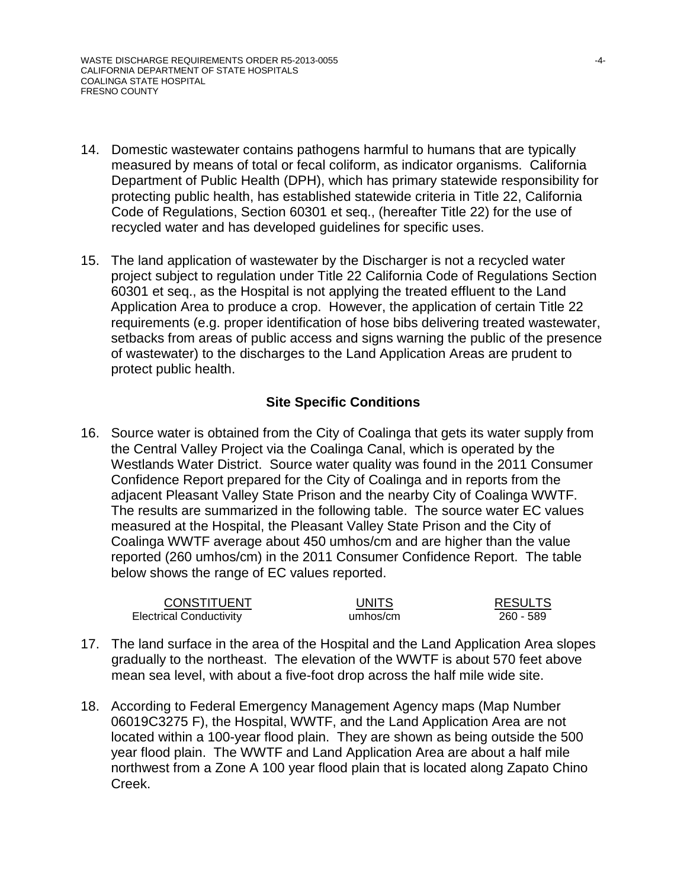14. Domestic wastewater contains pathogens harmful to humans that are typically measured by means of total or fecal coliform, as indicator organisms. California Department of Public Health (DPH), which has primary statewide responsibility for protecting public health, has established statewide criteria in Title 22, California Code of Regulations, Section 60301 et seq., (hereafter Title 22) for the use of recycled water and has developed guidelines for specific uses.

15. The land application of wastewater by the Discharger is not a recycled water project subject to regulation under Title 22 California Code of Regulations Section 60301 et seq., as the Hospital is not applying the treated effluent to the Land Application Area to produce a crop. However, the application of certain Title 22 requirements (e.g. proper identification of hose bibs delivering treated wastewater, setbacks from areas of public access and signs warning the public of the presence of wastewater) to the discharges to the Land Application Areas are prudent to protect public health.

### Site Specific Conditions

16. Source water is obtained from the City of Coalinga that gets its water supply from the Central Valley Project via the Coalinga Canal, which is operated by the Westlands Water District. Source water quality was found in the 2011 Consumer Confidence Report prepared for the City of Coalinga and in reports from the adjacent Pleasant Valley State Prison and the nearby City of Coalinga WWTF. The results are summarized in the following table. The source water EC values measured at the Hospital, the Pleasant Valley State Prison and the City of Coalinga WWTF average about 450 umhos/cm and are higher than the value reported (260 umhos/cm) in the 2011 Consumer Confidence Report. The table below shows the range of EC values reported.

| CONSTITUENT | UNITS | RESULTS |
|---|---|---|
| Electrical Conductivity | umhos/cm | 260 - 589 |

17. The land surface in the area of the Hospital and the Land Application Area slopes gradually to the northeast. The elevation of the WWTF is about 570 feet above mean sea level, with about a five-foot drop across the half mile wide site.

18. According to Federal Emergency Management Agency maps (Map Number 06019C3275 F), the Hospital, WWTF, and the Land Application Area are not located within a 100-year flood plain. They are shown as being outside the 500 year flood plain. The WWTF and Land Application Area are about a half mile northwest from a Zone A 100 year flood plain that is located along Zapato Chino Creek.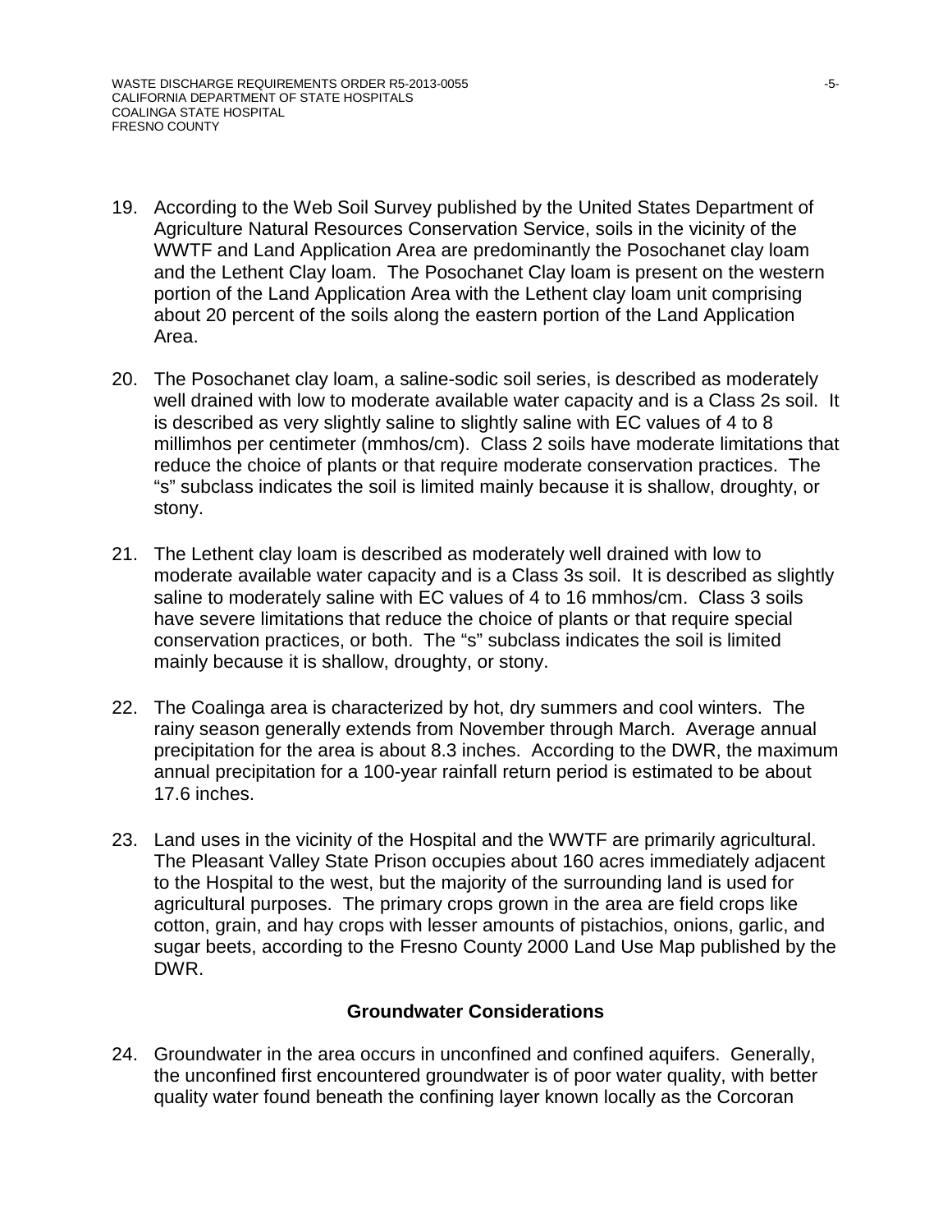19. According to the Web Soil Survey published by the United States Department of Agriculture Natural Resources Conservation Service, soils in the vicinity of the WWTF and Land Application Area are predominantly the Posochanet clay loam and the Lethent Clay loam. The Posochanet Clay loam is present on the western portion of the Land Application Area with the Lethent clay loam unit comprising about 20 percent of the soils along the eastern portion of the Land Application Area.

20. The Posochanet clay loam, a saline-sodic soil series, is described as moderately well drained with low to moderate available water capacity and is a Class 2s soil. It is described as very slightly saline to slightly saline with EC values of 4 to 8 millimhos per centimeter (mmhos/cm). Class 2 soils have moderate limitations that reduce the choice of plants or that require moderate conservation practices. The "s" subclass indicates the soil is limited mainly because it is shallow, droughty, or stony.

21. The Lethent clay loam is described as moderately well drained with low to moderate available water capacity and is a Class 3s soil. It is described as slightly saline to moderately saline with EC values of 4 to 16 mmhos/cm. Class 3 soils have severe limitations that reduce the choice of plants or that require special conservation practices, or both. The "s" subclass indicates the soil is limited mainly because it is shallow, droughty, or stony.

22. The Coalinga area is characterized by hot, dry summers and cool winters. The rainy season generally extends from November through March. Average annual precipitation for the area is about 8.3 inches. According to the DWR, the maximum annual precipitation for a 100-year rainfall return period is estimated to be about 17.6 inches.

23. Land uses in the vicinity of the Hospital and the WWTF are primarily agricultural. The Pleasant Valley State Prison occupies about 160 acres immediately adjacent to the Hospital to the west, but the majority of the surrounding land is used for agricultural purposes. The primary crops grown in the area are field crops like cotton, grain, and hay crops with lesser amounts of pistachios, onions, garlic, and sugar beets, according to the Fresno County 2000 Land Use Map published by the DWR.

## Groundwater Considerations

24. Groundwater in the area occurs in unconfined and confined aquifers. Generally, the unconfined first encountered groundwater is of poor water quality, with better quality water found beneath the confining layer known locally as the Corcoran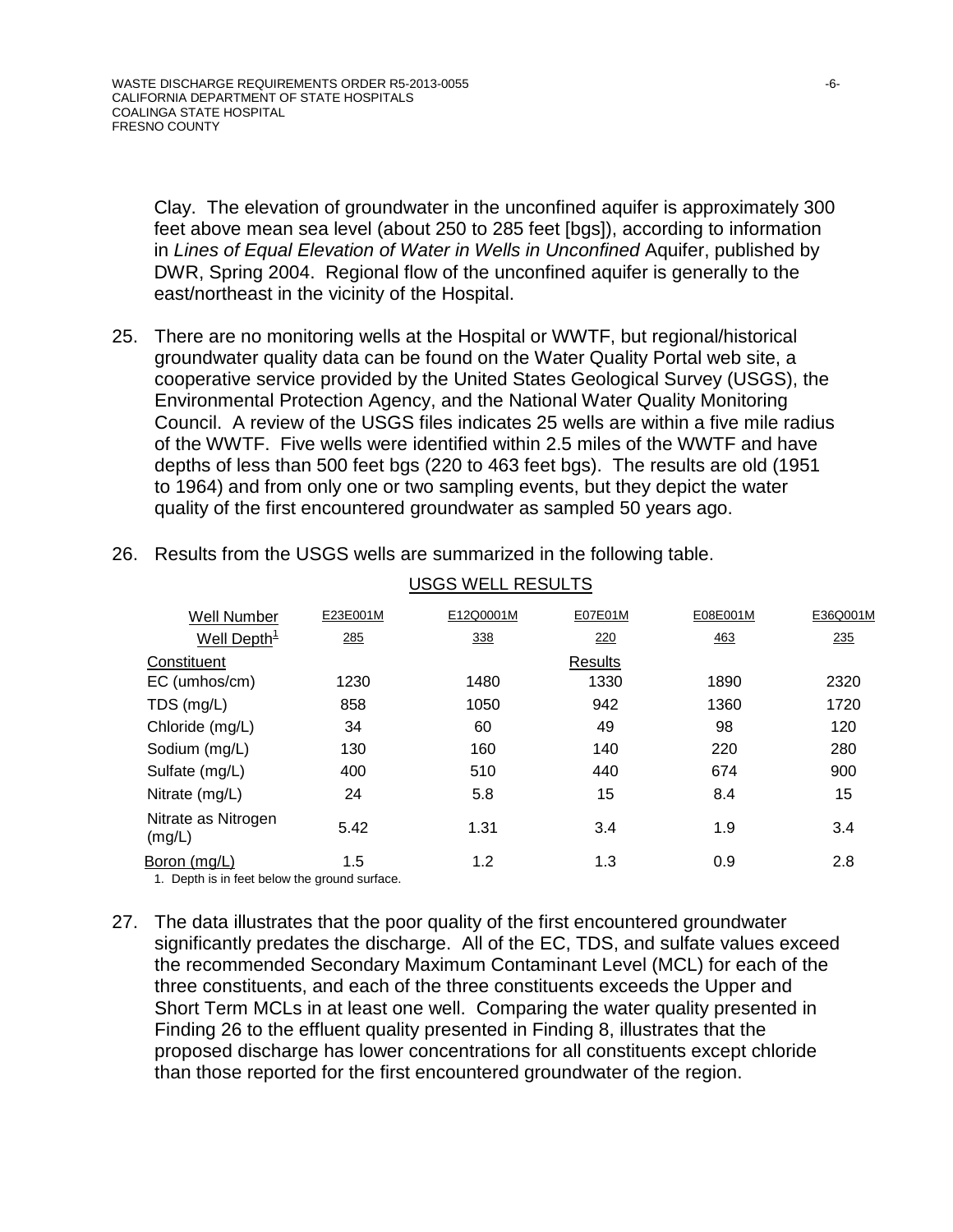Clay. The elevation of groundwater in the unconfined aquifer is approximately 300 feet above mean sea level (about 250 to 285 feet [bgs]), according to information in *Lines of Equal Elevation of Water in Wells in Unconfined* Aquifer, published by DWR, Spring 2004. Regional flow of the unconfined aquifer is generally to the east/northeast in the vicinity of the Hospital.

25. There are no monitoring wells at the Hospital or WWTF, but regional/historical groundwater quality data can be found on the Water Quality Portal web site, a cooperative service provided by the United States Geological Survey (USGS), the Environmental Protection Agency, and the National Water Quality Monitoring Council. A review of the USGS files indicates 25 wells are within a five mile radius of the WWTF. Five wells were identified within 2.5 miles of the WWTF and have depths of less than 500 feet bgs (220 to 463 feet bgs). The results are old (1951 to 1964) and from only one or two sampling events, but they depict the water quality of the first encountered groundwater as sampled 50 years ago.

26. Results from the USGS wells are summarized in the following table.

USGS WELL RESULTS

| Well Number | E23E001M | E12Q0001M | E07E01M | E08E001M | E36Q001M |
|---|---|---|---|---|---|
| Well Depth[1] | 285 | 338 | 220 | 463 | 235 |
| Constituent | | | Results | | |
| EC (umhos/cm) | 1230 | 1480 | 1330 | 1890 | 2320 |
| TDS (mg/L) | 858 | 1050 | 942 | 1360 | 1720 |
| Chloride (mg/L) | 34 | 60 | 49 | 98 | 120 |
| Sodium (mg/L) | 130 | 160 | 140 | 220 | 280 |
| Sulfate (mg/L) | 400 | 510 | 440 | 674 | 900 |
| Nitrate (mg/L) | 24 | 5.8 | 15 | 8.4 | 15 |
| Nitrate as Nitrogen (mg/L) | 5.42 | 1.31 | 3.4 | 1.9 | 3.4 |
| Boron (mg/L) | 1.5 | 1.2 | 1.3 | 0.9 | 2.8 |

1. Depth is in feet below the ground surface.

27. The data illustrates that the poor quality of the first encountered groundwater significantly predates the discharge. All of the EC, TDS, and sulfate values exceed the recommended Secondary Maximum Contaminant Level (MCL) for each of the three constituents, and each of the three constituents exceeds the Upper and Short Term MCLs in at least one well. Comparing the water quality presented in Finding 26 to the effluent quality presented in Finding 8, illustrates that the proposed discharge has lower concentrations for all constituents except chloride than those reported for the first encountered groundwater of the region.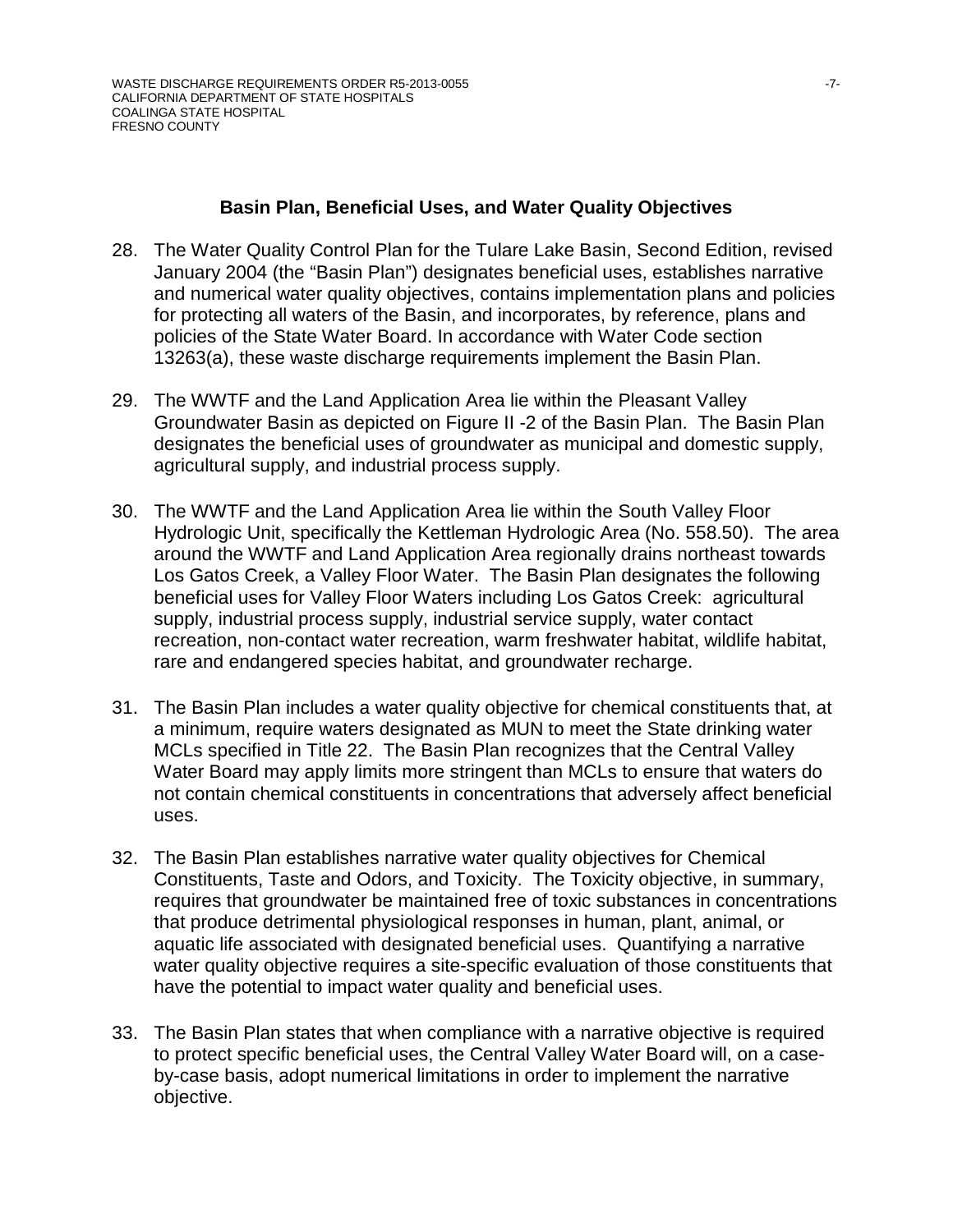## Basin Plan, Beneficial Uses, and Water Quality Objectives

28. The Water Quality Control Plan for the Tulare Lake Basin, Second Edition, revised January 2004 (the "Basin Plan") designates beneficial uses, establishes narrative and numerical water quality objectives, contains implementation plans and policies for protecting all waters of the Basin, and incorporates, by reference, plans and policies of the State Water Board. In accordance with Water Code section 13263(a), these waste discharge requirements implement the Basin Plan.

29. The WWTF and the Land Application Area lie within the Pleasant Valley Groundwater Basin as depicted on Figure II -2 of the Basin Plan. The Basin Plan designates the beneficial uses of groundwater as municipal and domestic supply, agricultural supply, and industrial process supply.

30. The WWTF and the Land Application Area lie within the South Valley Floor Hydrologic Unit, specifically the Kettleman Hydrologic Area (No. 558.50). The area around the WWTF and Land Application Area regionally drains northeast towards Los Gatos Creek, a Valley Floor Water. The Basin Plan designates the following beneficial uses for Valley Floor Waters including Los Gatos Creek: agricultural supply, industrial process supply, industrial service supply, water contact recreation, non-contact water recreation, warm freshwater habitat, wildlife habitat, rare and endangered species habitat, and groundwater recharge.

31. The Basin Plan includes a water quality objective for chemical constituents that, at a minimum, require waters designated as MUN to meet the State drinking water MCLs specified in Title 22. The Basin Plan recognizes that the Central Valley Water Board may apply limits more stringent than MCLs to ensure that waters do not contain chemical constituents in concentrations that adversely affect beneficial uses.

32. The Basin Plan establishes narrative water quality objectives for Chemical Constituents, Taste and Odors, and Toxicity. The Toxicity objective, in summary, requires that groundwater be maintained free of toxic substances in concentrations that produce detrimental physiological responses in human, plant, animal, or aquatic life associated with designated beneficial uses. Quantifying a narrative water quality objective requires a site-specific evaluation of those constituents that have the potential to impact water quality and beneficial uses.

33. The Basin Plan states that when compliance with a narrative objective is required to protect specific beneficial uses, the Central Valley Water Board will, on a case-by-case basis, adopt numerical limitations in order to implement the narrative objective.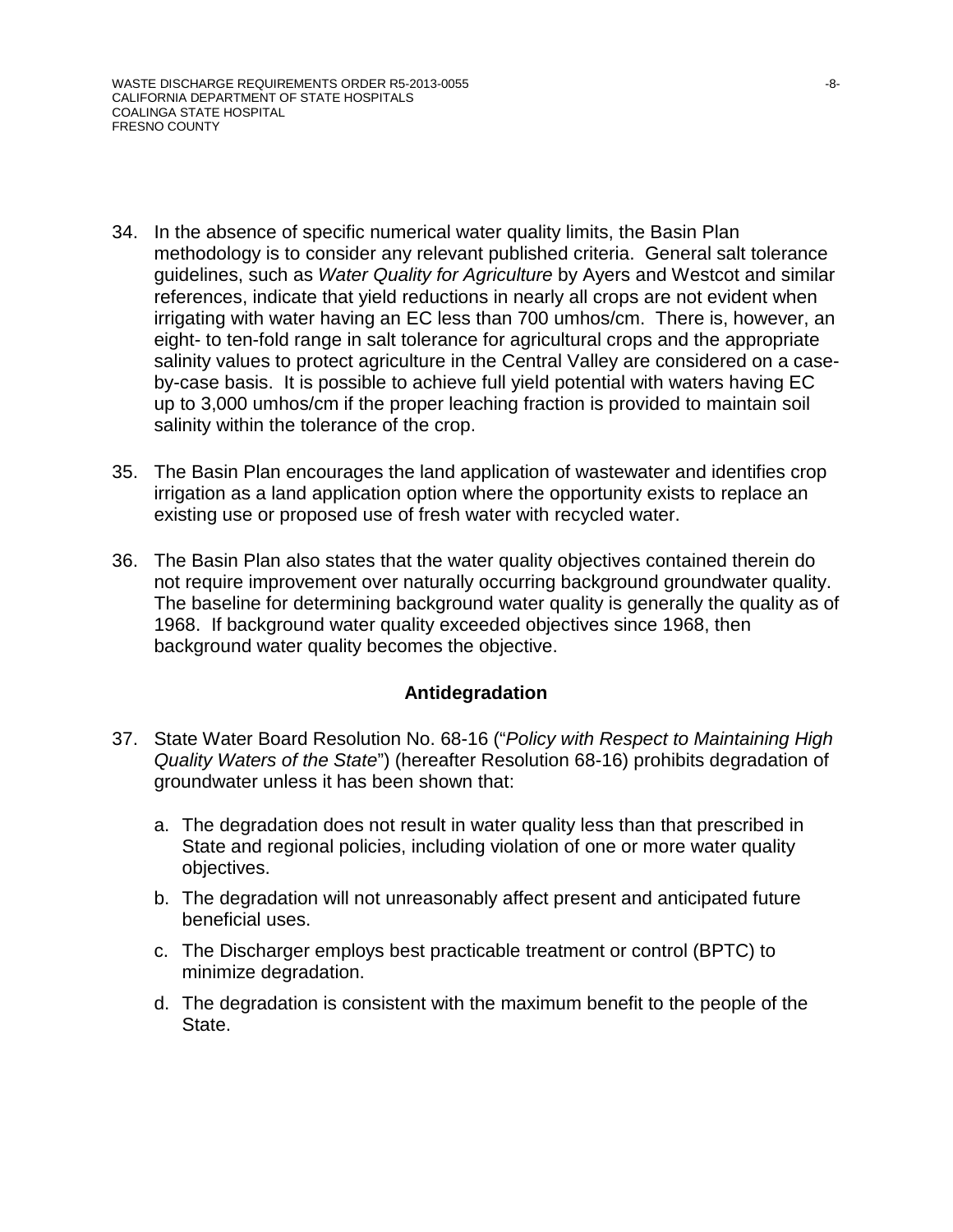34. In the absence of specific numerical water quality limits, the Basin Plan methodology is to consider any relevant published criteria. General salt tolerance guidelines, such as *Water Quality for Agriculture* by Ayers and Westcot and similar references, indicate that yield reductions in nearly all crops are not evident when irrigating with water having an EC less than 700 umhos/cm. There is, however, an eight- to ten-fold range in salt tolerance for agricultural crops and the appropriate salinity values to protect agriculture in the Central Valley are considered on a case-by-case basis. It is possible to achieve full yield potential with waters having EC up to 3,000 umhos/cm if the proper leaching fraction is provided to maintain soil salinity within the tolerance of the crop.

35. The Basin Plan encourages the land application of wastewater and identifies crop irrigation as a land application option where the opportunity exists to replace an existing use or proposed use of fresh water with recycled water.

36. The Basin Plan also states that the water quality objectives contained therein do not require improvement over naturally occurring background groundwater quality. The baseline for determining background water quality is generally the quality as of 1968. If background water quality exceeded objectives since 1968, then background water quality becomes the objective.

### Antidegradation

37. State Water Board Resolution No. 68-16 ("*Policy with Respect to Maintaining High Quality Waters of the State*") (hereafter Resolution 68-16) prohibits degradation of groundwater unless it has been shown that:

    a. The degradation does not result in water quality less than that prescribed in State and regional policies, including violation of one or more water quality objectives.

    b. The degradation will not unreasonably affect present and anticipated future beneficial uses.

    c. The Discharger employs best practicable treatment or control (BPTC) to minimize degradation.

    d. The degradation is consistent with the maximum benefit to the people of the State.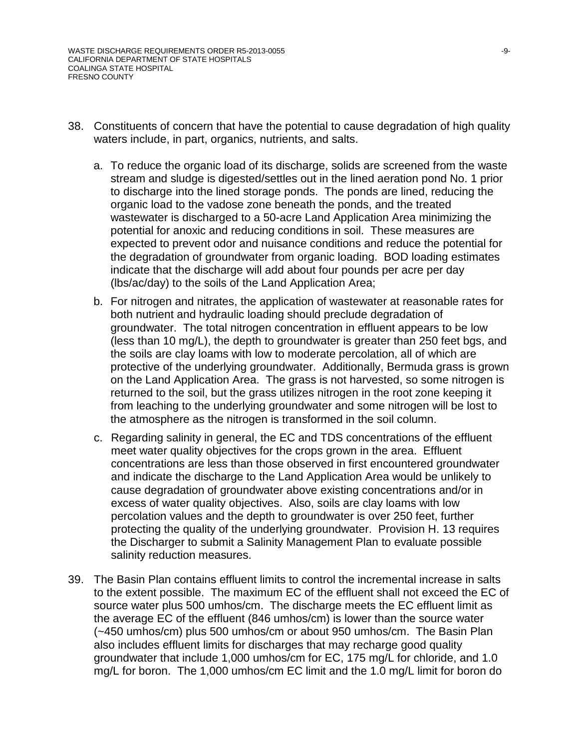38. Constituents of concern that have the potential to cause degradation of high quality waters include, in part, organics, nutrients, and salts.

    a. To reduce the organic load of its discharge, solids are screened from the waste stream and sludge is digested/settles out in the lined aeration pond No. 1 prior to discharge into the lined storage ponds. The ponds are lined, reducing the organic load to the vadose zone beneath the ponds, and the treated wastewater is discharged to a 50-acre Land Application Area minimizing the potential for anoxic and reducing conditions in soil. These measures are expected to prevent odor and nuisance conditions and reduce the potential for the degradation of groundwater from organic loading. BOD loading estimates indicate that the discharge will add about four pounds per acre per day (lbs/ac/day) to the soils of the Land Application Area;

    b. For nitrogen and nitrates, the application of wastewater at reasonable rates for both nutrient and hydraulic loading should preclude degradation of groundwater. The total nitrogen concentration in effluent appears to be low (less than 10 mg/L), the depth to groundwater is greater than 250 feet bgs, and the soils are clay loams with low to moderate percolation, all of which are protective of the underlying groundwater. Additionally, Bermuda grass is grown on the Land Application Area. The grass is not harvested, so some nitrogen is returned to the soil, but the grass utilizes nitrogen in the root zone keeping it from leaching to the underlying groundwater and some nitrogen will be lost to the atmosphere as the nitrogen is transformed in the soil column.

    c. Regarding salinity in general, the EC and TDS concentrations of the effluent meet water quality objectives for the crops grown in the area. Effluent concentrations are less than those observed in first encountered groundwater and indicate the discharge to the Land Application Area would be unlikely to cause degradation of groundwater above existing concentrations and/or in excess of water quality objectives. Also, soils are clay loams with low percolation values and the depth to groundwater is over 250 feet, further protecting the quality of the underlying groundwater. Provision H. 13 requires the Discharger to submit a Salinity Management Plan to evaluate possible salinity reduction measures.

39. The Basin Plan contains effluent limits to control the incremental increase in salts to the extent possible. The maximum EC of the effluent shall not exceed the EC of source water plus 500 umhos/cm. The discharge meets the EC effluent limit as the average EC of the effluent (846 umhos/cm) is lower than the source water (~450 umhos/cm) plus 500 umhos/cm or about 950 umhos/cm. The Basin Plan also includes effluent limits for discharges that may recharge good quality groundwater that include 1,000 umhos/cm for EC, 175 mg/L for chloride, and 1.0 mg/L for boron. The 1,000 umhos/cm EC limit and the 1.0 mg/L limit for boron do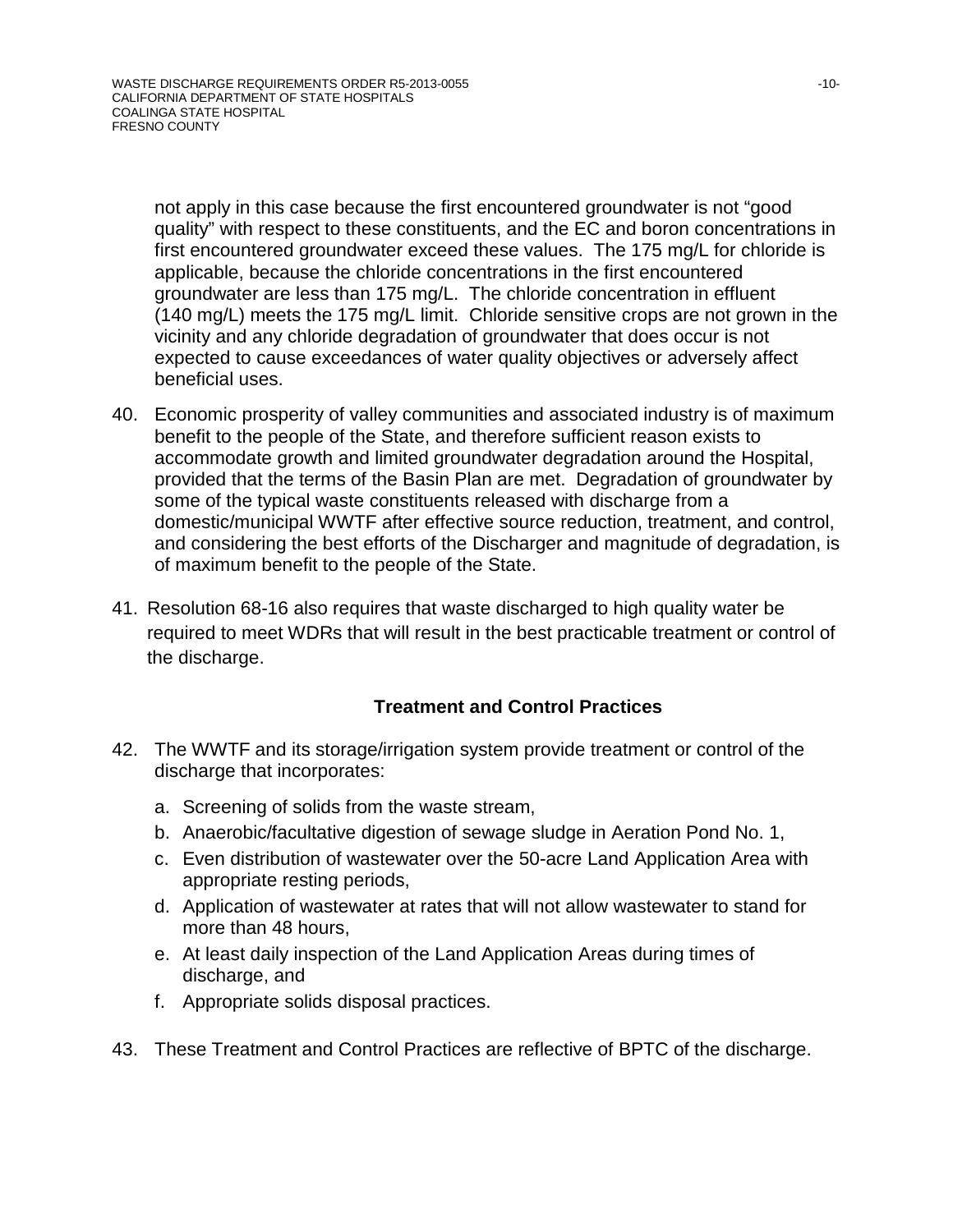not apply in this case because the first encountered groundwater is not “good quality” with respect to these constituents, and the EC and boron concentrations in first encountered groundwater exceed these values. The 175 mg/L for chloride is applicable, because the chloride concentrations in the first encountered groundwater are less than 175 mg/L. The chloride concentration in effluent (140 mg/L) meets the 175 mg/L limit. Chloride sensitive crops are not grown in the vicinity and any chloride degradation of groundwater that does occur is not expected to cause exceedances of water quality objectives or adversely affect beneficial uses.

40. Economic prosperity of valley communities and associated industry is of maximum benefit to the people of the State, and therefore sufficient reason exists to accommodate growth and limited groundwater degradation around the Hospital, provided that the terms of the Basin Plan are met. Degradation of groundwater by some of the typical waste constituents released with discharge from a domestic/municipal WWTF after effective source reduction, treatment, and control, and considering the best efforts of the Discharger and magnitude of degradation, is of maximum benefit to the people of the State.

41. Resolution 68-16 also requires that waste discharged to high quality water be required to meet WDRs that will result in the best practicable treatment or control of the discharge.

## Treatment and Control Practices

42. The WWTF and its storage/irrigation system provide treatment or control of the discharge that incorporates:

    a. Screening of solids from the waste stream,
    b. Anaerobic/facultative digestion of sewage sludge in Aeration Pond No. 1,
    c. Even distribution of wastewater over the 50-acre Land Application Area with appropriate resting periods,
    d. Application of wastewater at rates that will not allow wastewater to stand for more than 48 hours,
    e. At least daily inspection of the Land Application Areas during times of discharge, and
    f. Appropriate solids disposal practices.

43. These Treatment and Control Practices are reflective of BPTC of the discharge.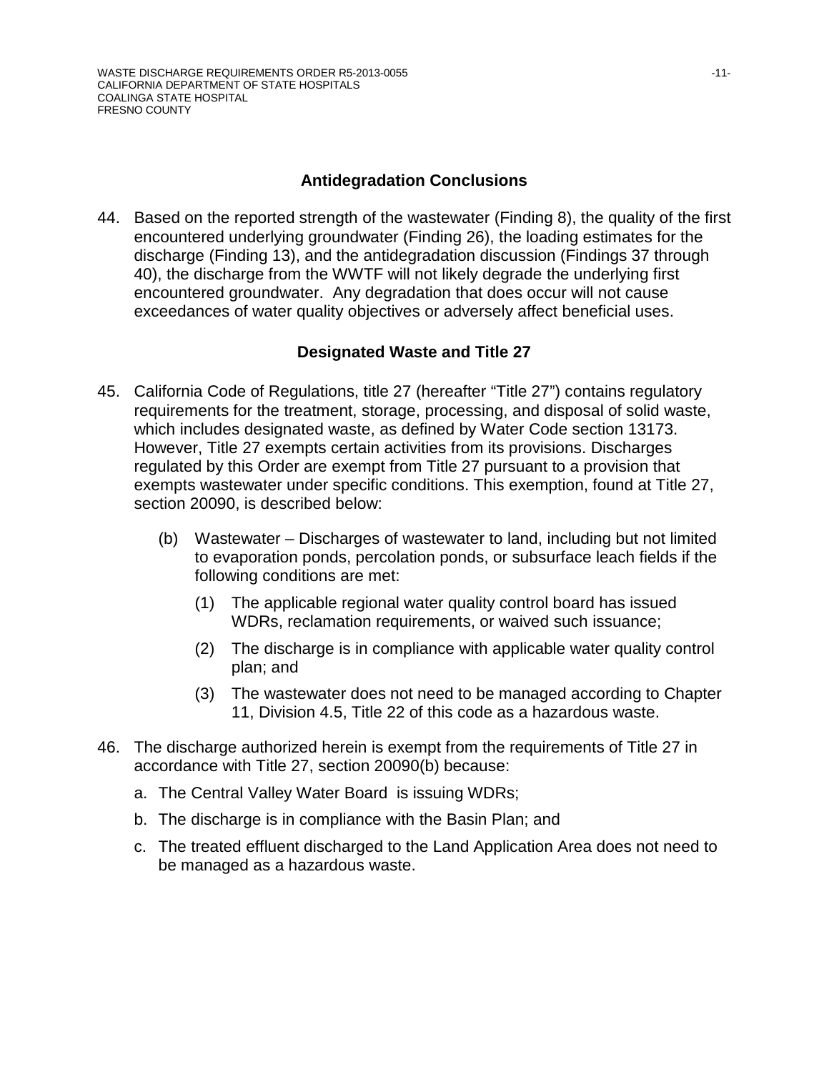### Antidegradation Conclusions

44. Based on the reported strength of the wastewater (Finding 8), the quality of the first encountered underlying groundwater (Finding 26), the loading estimates for the discharge (Finding 13), and the antidegradation discussion (Findings 37 through 40), the discharge from the WWTF will not likely degrade the underlying first encountered groundwater. Any degradation that does occur will not cause exceedances of water quality objectives or adversely affect beneficial uses.

### Designated Waste and Title 27

45. California Code of Regulations, title 27 (hereafter "Title 27") contains regulatory requirements for the treatment, storage, processing, and disposal of solid waste, which includes designated waste, as defined by Water Code section 13173. However, Title 27 exempts certain activities from its provisions. Discharges regulated by this Order are exempt from Title 27 pursuant to a provision that exempts wastewater under specific conditions. This exemption, found at Title 27, section 20090, is described below:

    (b) Wastewater – Discharges of wastewater to land, including but not limited to evaporation ponds, percolation ponds, or subsurface leach fields if the following conditions are met:

    (1) The applicable regional water quality control board has issued WDRs, reclamation requirements, or waived such issuance;

    (2) The discharge is in compliance with applicable water quality control plan; and

    (3) The wastewater does not need to be managed according to Chapter 11, Division 4.5, Title 22 of this code as a hazardous waste.

46. The discharge authorized herein is exempt from the requirements of Title 27 in accordance with Title 27, section 20090(b) because:

    a. The Central Valley Water Board is issuing WDRs;

    b. The discharge is in compliance with the Basin Plan; and

    c. The treated effluent discharged to the Land Application Area does not need to be managed as a hazardous waste.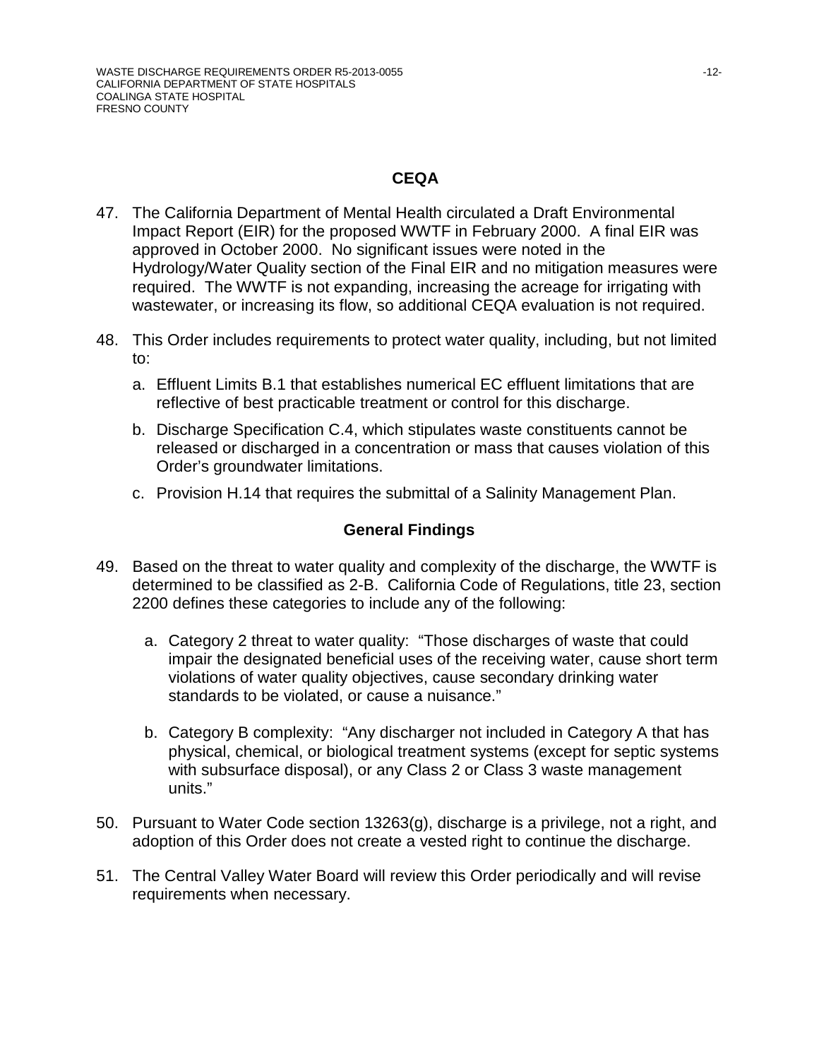## CEQA

47. The California Department of Mental Health circulated a Draft Environmental Impact Report (EIR) for the proposed WWTF in February 2000. A final EIR was approved in October 2000. No significant issues were noted in the Hydrology/Water Quality section of the Final EIR and no mitigation measures were required. The WWTF is not expanding, increasing the acreage for irrigating with wastewater, or increasing its flow, so additional CEQA evaluation is not required.

48. This Order includes requirements to protect water quality, including, but not limited to:

    a. Effluent Limits B.1 that establishes numerical EC effluent limitations that are reflective of best practicable treatment or control for this discharge.

    b. Discharge Specification C.4, which stipulates waste constituents cannot be released or discharged in a concentration or mass that causes violation of this Order's groundwater limitations.

    c. Provision H.14 that requires the submittal of a Salinity Management Plan.

## General Findings

49. Based on the threat to water quality and complexity of the discharge, the WWTF is determined to be classified as 2-B. California Code of Regulations, title 23, section 2200 defines these categories to include any of the following:

    a. Category 2 threat to water quality: "Those discharges of waste that could impair the designated beneficial uses of the receiving water, cause short term violations of water quality objectives, cause secondary drinking water standards to be violated, or cause a nuisance."

    b. Category B complexity: "Any discharger not included in Category A that has physical, chemical, or biological treatment systems (except for septic systems with subsurface disposal), or any Class 2 or Class 3 waste management units."

50. Pursuant to Water Code section 13263(g), discharge is a privilege, not a right, and adoption of this Order does not create a vested right to continue the discharge.

51. The Central Valley Water Board will review this Order periodically and will revise requirements when necessary.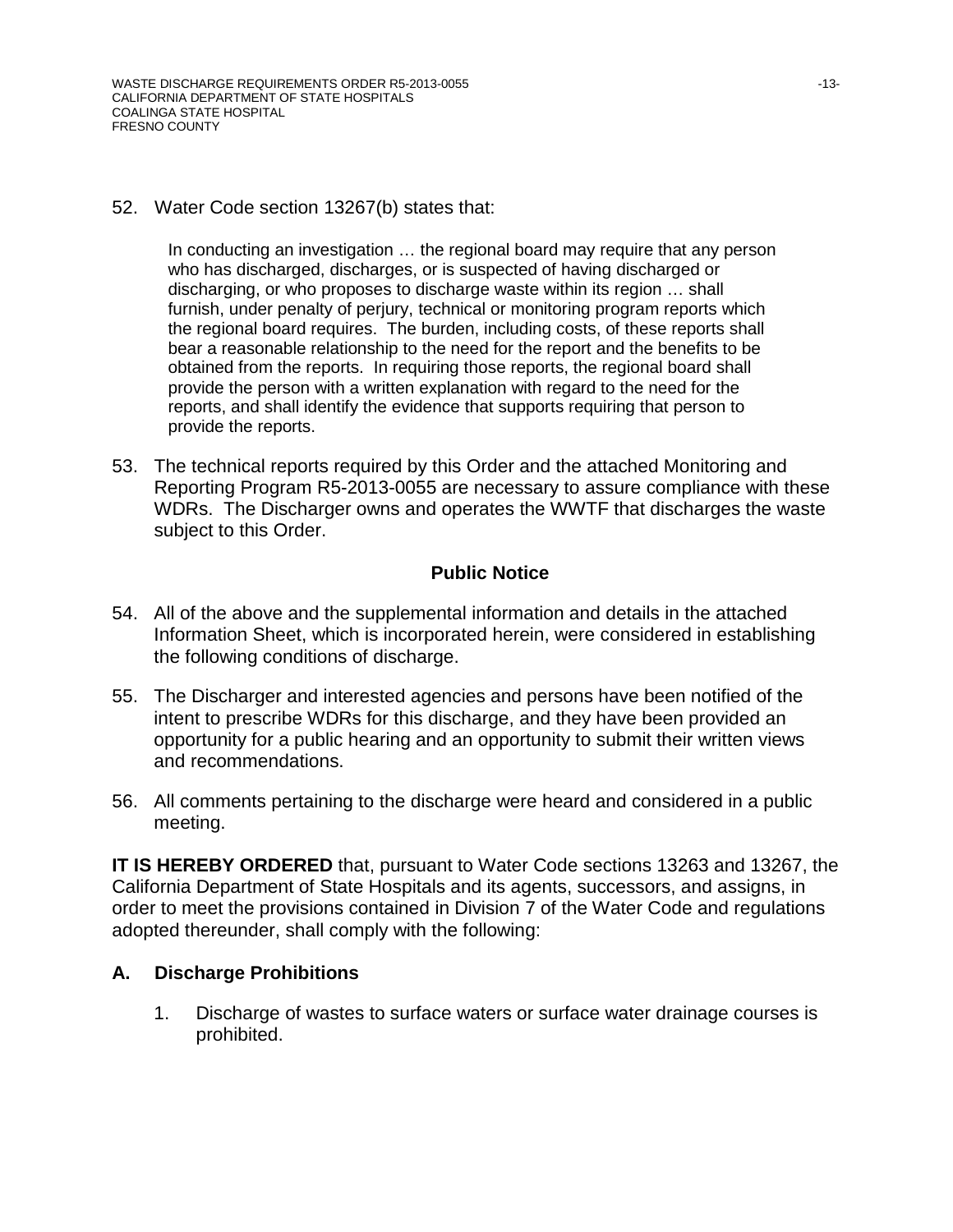52. Water Code section 13267(b) states that:

> In conducting an investigation … the regional board may require that any person who has discharged, discharges, or is suspected of having discharged or discharging, or who proposes to discharge waste within its region … shall furnish, under penalty of perjury, technical or monitoring program reports which the regional board requires. The burden, including costs, of these reports shall bear a reasonable relationship to the need for the report and the benefits to be obtained from the reports. In requiring those reports, the regional board shall provide the person with a written explanation with regard to the need for the reports, and shall identify the evidence that supports requiring that person to provide the reports.

53. The technical reports required by this Order and the attached Monitoring and Reporting Program R5-2013-0055 are necessary to assure compliance with these WDRs. The Discharger owns and operates the WWTF that discharges the waste subject to this Order.

### Public Notice

54. All of the above and the supplemental information and details in the attached Information Sheet, which is incorporated herein, were considered in establishing the following conditions of discharge.

55. The Discharger and interested agencies and persons have been notified of the intent to prescribe WDRs for this discharge, and they have been provided an opportunity for a public hearing and an opportunity to submit their written views and recommendations.

56. All comments pertaining to the discharge were heard and considered in a public meeting.

**IT IS HEREBY ORDERED** that, pursuant to Water Code sections 13263 and 13267, the California Department of State Hospitals and its agents, successors, and assigns, in order to meet the provisions contained in Division 7 of the Water Code and regulations adopted thereunder, shall comply with the following:

## A. Discharge Prohibitions

1. Discharge of wastes to surface waters or surface water drainage courses is prohibited.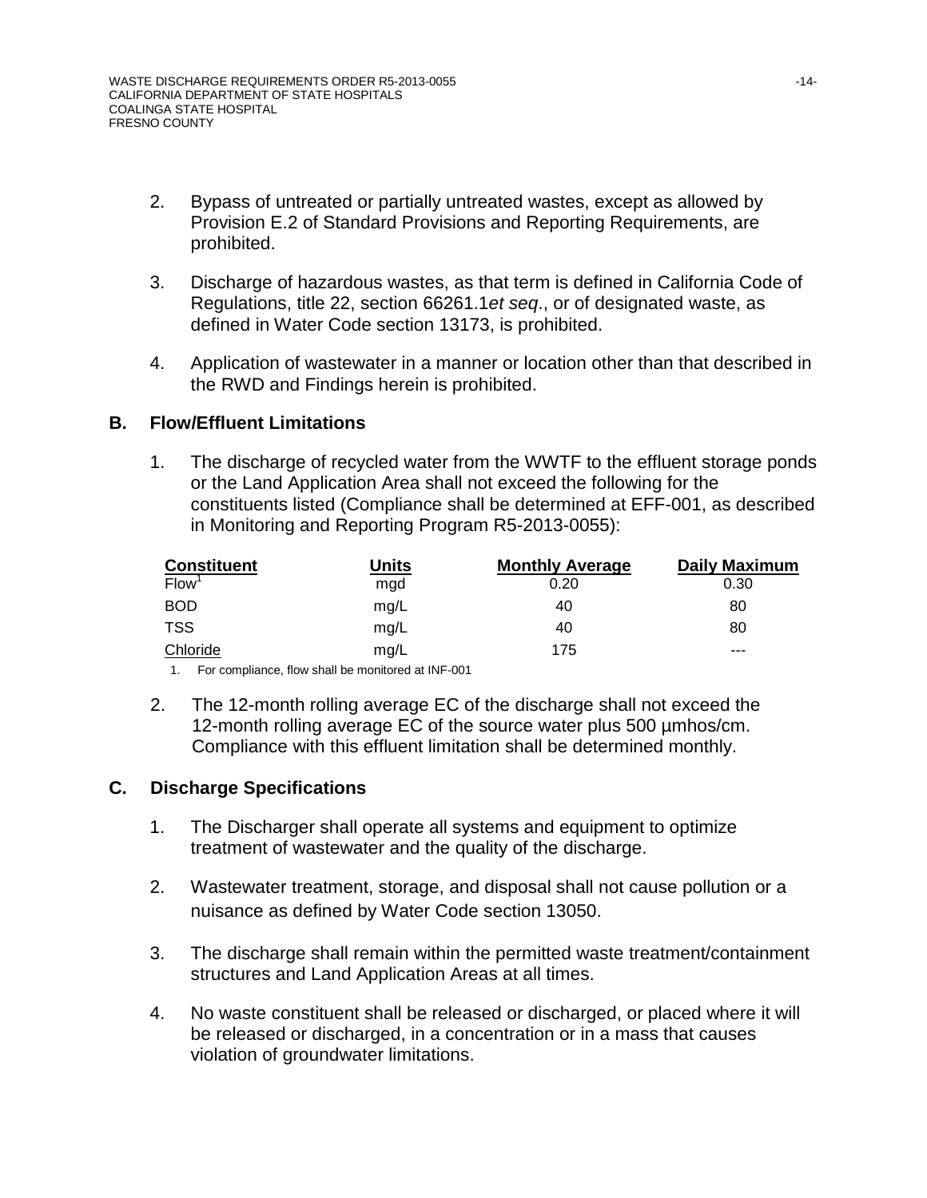2. Bypass of untreated or partially untreated wastes, except as allowed by Provision E.2 of Standard Provisions and Reporting Requirements, are prohibited.

3. Discharge of hazardous wastes, as that term is defined in California Code of Regulations, title 22, section 66261.1*et seq*., or of designated waste, as defined in Water Code section 13173, is prohibited.

4. Application of wastewater in a manner or location other than that described in the RWD and Findings herein is prohibited.

## B. Flow/Effluent Limitations

1. The discharge of recycled water from the WWTF to the effluent storage ponds or the Land Application Area shall not exceed the following for the constituents listed (Compliance shall be determined at EFF-001, as described in Monitoring and Reporting Program R5-2013-0055):

| Constituent | Units | Monthly Average | Daily Maximum |
|---|---|---|---|
| Flow[1] | mgd | 0.20 | 0.30 |
| BOD | mg/L | 40 | 80 |
| TSS | mg/L | 40 | 80 |
| Chloride | mg/L | 175 | --- |

1. For compliance, flow shall be monitored at INF-001

2. The 12-month rolling average EC of the discharge shall not exceed the 12-month rolling average EC of the source water plus 500 µmhos/cm. Compliance with this effluent limitation shall be determined monthly.

## C. Discharge Specifications

1. The Discharger shall operate all systems and equipment to optimize treatment of wastewater and the quality of the discharge.

2. Wastewater treatment, storage, and disposal shall not cause pollution or a nuisance as defined by Water Code section 13050.

3. The discharge shall remain within the permitted waste treatment/containment structures and Land Application Areas at all times.

4. No waste constituent shall be released or discharged, or placed where it will be released or discharged, in a concentration or in a mass that causes violation of groundwater limitations.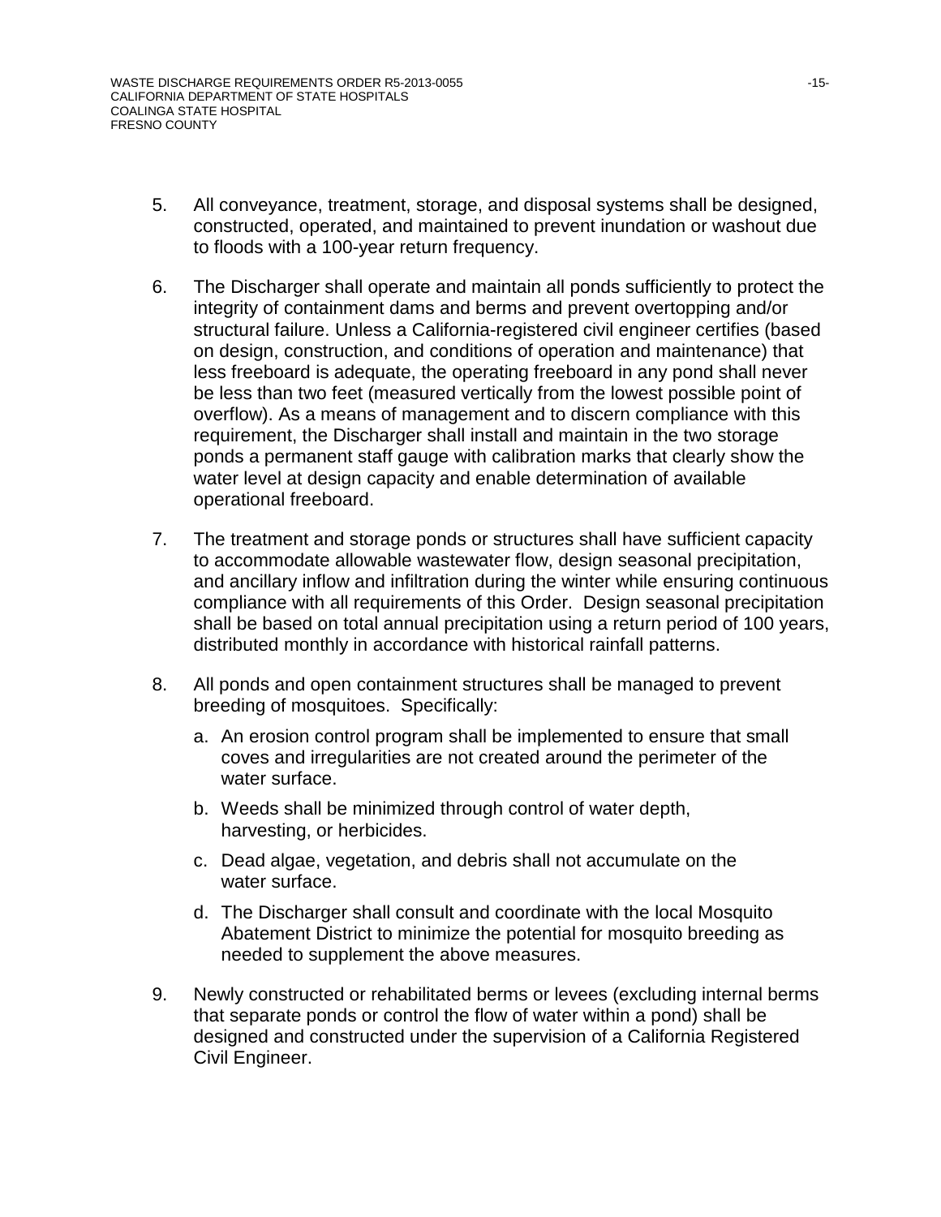5. All conveyance, treatment, storage, and disposal systems shall be designed, constructed, operated, and maintained to prevent inundation or washout due to floods with a 100-year return frequency.

6. The Discharger shall operate and maintain all ponds sufficiently to protect the integrity of containment dams and berms and prevent overtopping and/or structural failure. Unless a California-registered civil engineer certifies (based on design, construction, and conditions of operation and maintenance) that less freeboard is adequate, the operating freeboard in any pond shall never be less than two feet (measured vertically from the lowest possible point of overflow). As a means of management and to discern compliance with this requirement, the Discharger shall install and maintain in the two storage ponds a permanent staff gauge with calibration marks that clearly show the water level at design capacity and enable determination of available operational freeboard.

7. The treatment and storage ponds or structures shall have sufficient capacity to accommodate allowable wastewater flow, design seasonal precipitation, and ancillary inflow and infiltration during the winter while ensuring continuous compliance with all requirements of this Order. Design seasonal precipitation shall be based on total annual precipitation using a return period of 100 years, distributed monthly in accordance with historical rainfall patterns.

8. All ponds and open containment structures shall be managed to prevent breeding of mosquitoes. Specifically:

   a. An erosion control program shall be implemented to ensure that small coves and irregularities are not created around the perimeter of the water surface.

   b. Weeds shall be minimized through control of water depth, harvesting, or herbicides.

   c. Dead algae, vegetation, and debris shall not accumulate on the water surface.

   d. The Discharger shall consult and coordinate with the local Mosquito Abatement District to minimize the potential for mosquito breeding as needed to supplement the above measures.

9. Newly constructed or rehabilitated berms or levees (excluding internal berms that separate ponds or control the flow of water within a pond) shall be designed and constructed under the supervision of a California Registered Civil Engineer.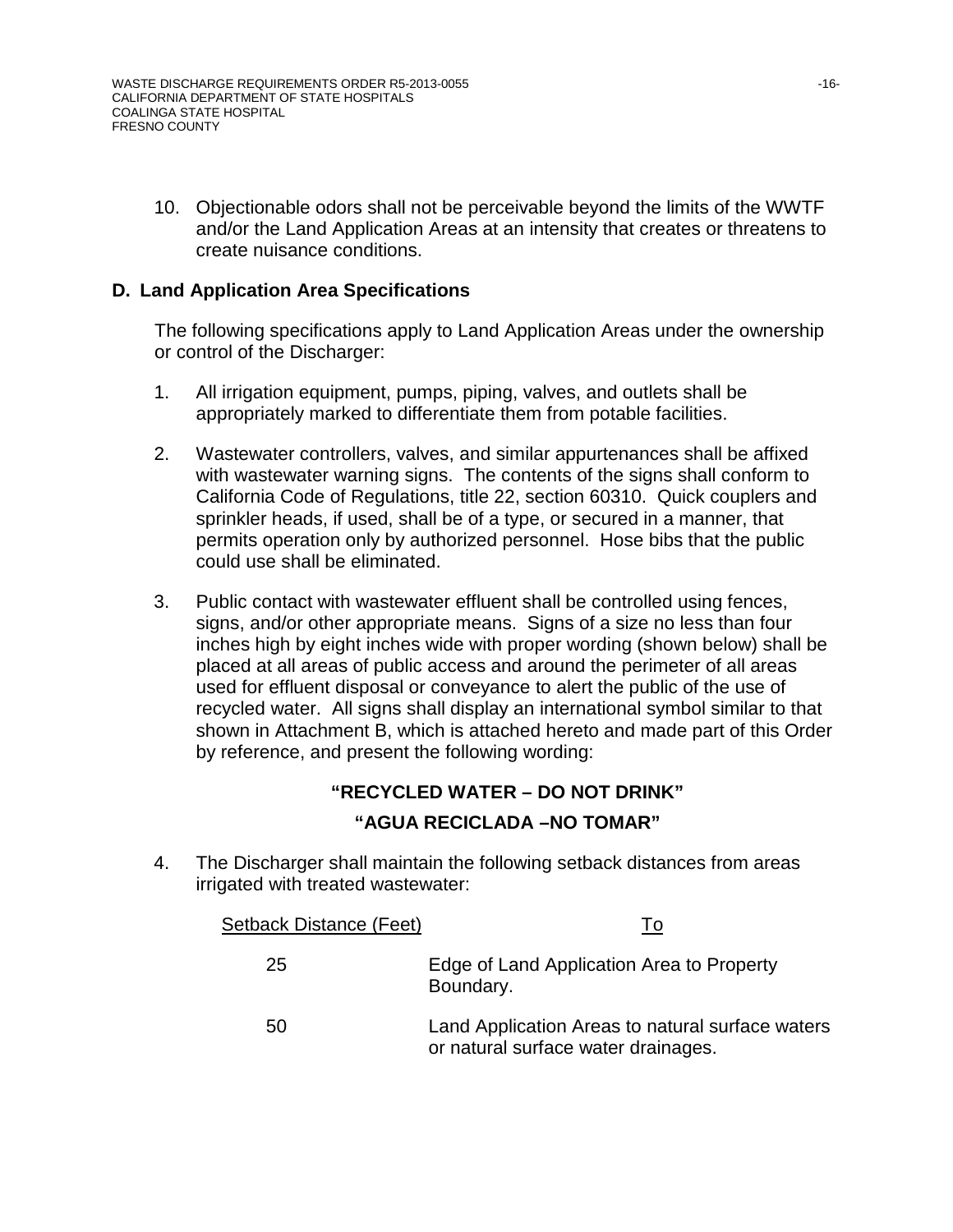10. Objectionable odors shall not be perceivable beyond the limits of the WWTF and/or the Land Application Areas at an intensity that creates or threatens to create nuisance conditions.

**D. Land Application Area Specifications**

The following specifications apply to Land Application Areas under the ownership or control of the Discharger:

1. All irrigation equipment, pumps, piping, valves, and outlets shall be appropriately marked to differentiate them from potable facilities.

2. Wastewater controllers, valves, and similar appurtenances shall be affixed with wastewater warning signs. The contents of the signs shall conform to California Code of Regulations, title 22, section 60310. Quick couplers and sprinkler heads, if used, shall be of a type, or secured in a manner, that permits operation only by authorized personnel. Hose bibs that the public could use shall be eliminated.

3. Public contact with wastewater effluent shall be controlled using fences, signs, and/or other appropriate means. Signs of a size no less than four inches high by eight inches wide with proper wording (shown below) shall be placed at all areas of public access and around the perimeter of all areas used for effluent disposal or conveyance to alert the public of the use of recycled water. All signs shall display an international symbol similar to that shown in Attachment B, which is attached hereto and made part of this Order by reference, and present the following wording:

   **"RECYCLED WATER – DO NOT DRINK"**

   **"AGUA RECICLADA –NO TOMAR"**

4. The Discharger shall maintain the following setback distances from areas irrigated with treated wastewater:

| Setback Distance (Feet) | To |
|---|---|
| 25 | Edge of Land Application Area to Property Boundary. |
| 50 | Land Application Areas to natural surface waters or natural surface water drainages. |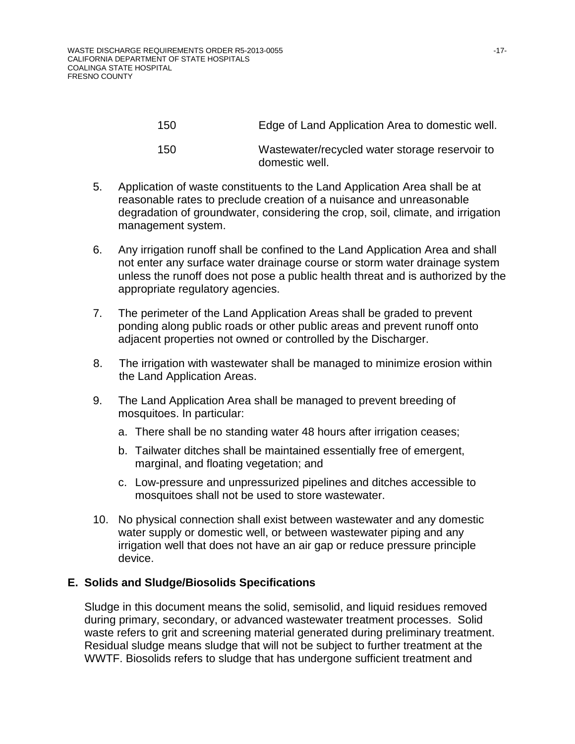| | |
|---|---|
| 150 | Edge of Land Application Area to domestic well. |
| 150 | Wastewater/recycled water storage reservoir to domestic well. |

5. Application of waste constituents to the Land Application Area shall be at reasonable rates to preclude creation of a nuisance and unreasonable degradation of groundwater, considering the crop, soil, climate, and irrigation management system.

6. Any irrigation runoff shall be confined to the Land Application Area and shall not enter any surface water drainage course or storm water drainage system unless the runoff does not pose a public health threat and is authorized by the appropriate regulatory agencies.

7. The perimeter of the Land Application Areas shall be graded to prevent ponding along public roads or other public areas and prevent runoff onto adjacent properties not owned or controlled by the Discharger.

8. The irrigation with wastewater shall be managed to minimize erosion within the Land Application Areas.

9. The Land Application Area shall be managed to prevent breeding of mosquitoes. In particular:
   a. There shall be no standing water 48 hours after irrigation ceases;
   b. Tailwater ditches shall be maintained essentially free of emergent, marginal, and floating vegetation; and
   c. Low-pressure and unpressurized pipelines and ditches accessible to mosquitoes shall not be used to store wastewater.

10. No physical connection shall exist between wastewater and any domestic water supply or domestic well, or between wastewater piping and any irrigation well that does not have an air gap or reduce pressure principle device.

## E. Solids and Sludge/Biosolids Specifications

Sludge in this document means the solid, semisolid, and liquid residues removed during primary, secondary, or advanced wastewater treatment processes. Solid waste refers to grit and screening material generated during preliminary treatment. Residual sludge means sludge that will not be subject to further treatment at the WWTF. Biosolids refers to sludge that has undergone sufficient treatment and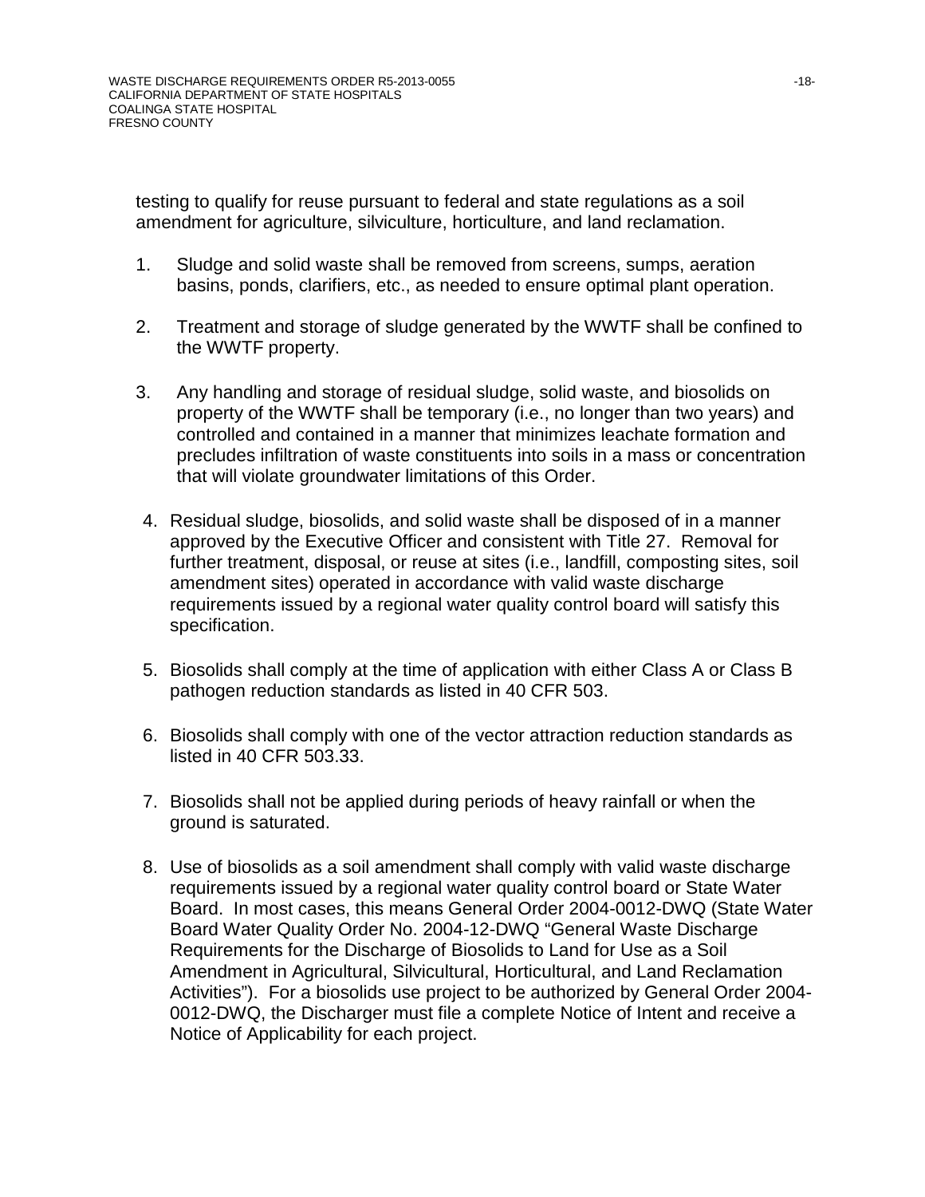testing to qualify for reuse pursuant to federal and state regulations as a soil amendment for agriculture, silviculture, horticulture, and land reclamation.

1. Sludge and solid waste shall be removed from screens, sumps, aeration basins, ponds, clarifiers, etc., as needed to ensure optimal plant operation.

2. Treatment and storage of sludge generated by the WWTF shall be confined to the WWTF property.

3. Any handling and storage of residual sludge, solid waste, and biosolids on property of the WWTF shall be temporary (i.e., no longer than two years) and controlled and contained in a manner that minimizes leachate formation and precludes infiltration of waste constituents into soils in a mass or concentration that will violate groundwater limitations of this Order.

4. Residual sludge, biosolids, and solid waste shall be disposed of in a manner approved by the Executive Officer and consistent with Title 27. Removal for further treatment, disposal, or reuse at sites (i.e., landfill, composting sites, soil amendment sites) operated in accordance with valid waste discharge requirements issued by a regional water quality control board will satisfy this specification.

5. Biosolids shall comply at the time of application with either Class A or Class B pathogen reduction standards as listed in 40 CFR 503.

6. Biosolids shall comply with one of the vector attraction reduction standards as listed in 40 CFR 503.33.

7. Biosolids shall not be applied during periods of heavy rainfall or when the ground is saturated.

8. Use of biosolids as a soil amendment shall comply with valid waste discharge requirements issued by a regional water quality control board or State Water Board. In most cases, this means General Order 2004-0012-DWQ (State Water Board Water Quality Order No. 2004-12-DWQ "General Waste Discharge Requirements for the Discharge of Biosolids to Land for Use as a Soil Amendment in Agricultural, Silvicultural, Horticultural, and Land Reclamation Activities"). For a biosolids use project to be authorized by General Order 2004-0012-DWQ, the Discharger must file a complete Notice of Intent and receive a Notice of Applicability for each project.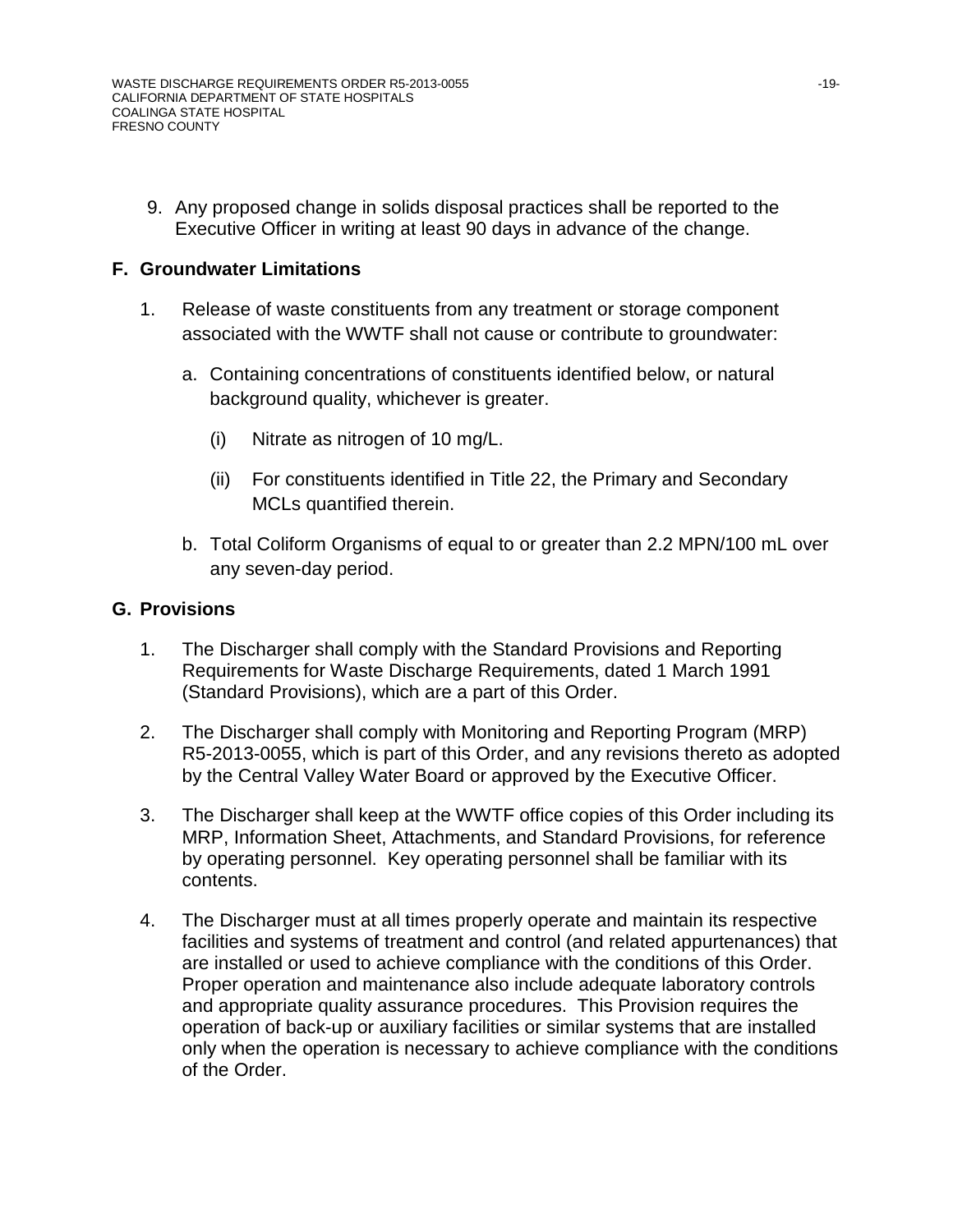9. Any proposed change in solids disposal practices shall be reported to the Executive Officer in writing at least 90 days in advance of the change.

## F. Groundwater Limitations

1. Release of waste constituents from any treatment or storage component associated with the WWTF shall not cause or contribute to groundwater:

   a. Containing concentrations of constituents identified below, or natural background quality, whichever is greater.

      (i) Nitrate as nitrogen of 10 mg/L.

      (ii) For constituents identified in Title 22, the Primary and Secondary MCLs quantified therein.

   b. Total Coliform Organisms of equal to or greater than 2.2 MPN/100 mL over any seven-day period.

## G. Provisions

1. The Discharger shall comply with the Standard Provisions and Reporting Requirements for Waste Discharge Requirements, dated 1 March 1991 (Standard Provisions), which are a part of this Order.

2. The Discharger shall comply with Monitoring and Reporting Program (MRP) R5-2013-0055, which is part of this Order, and any revisions thereto as adopted by the Central Valley Water Board or approved by the Executive Officer.

3. The Discharger shall keep at the WWTF office copies of this Order including its MRP, Information Sheet, Attachments, and Standard Provisions, for reference by operating personnel. Key operating personnel shall be familiar with its contents.

4. The Discharger must at all times properly operate and maintain its respective facilities and systems of treatment and control (and related appurtenances) that are installed or used to achieve compliance with the conditions of this Order. Proper operation and maintenance also include adequate laboratory controls and appropriate quality assurance procedures. This Provision requires the operation of back-up or auxiliary facilities or similar systems that are installed only when the operation is necessary to achieve compliance with the conditions of the Order.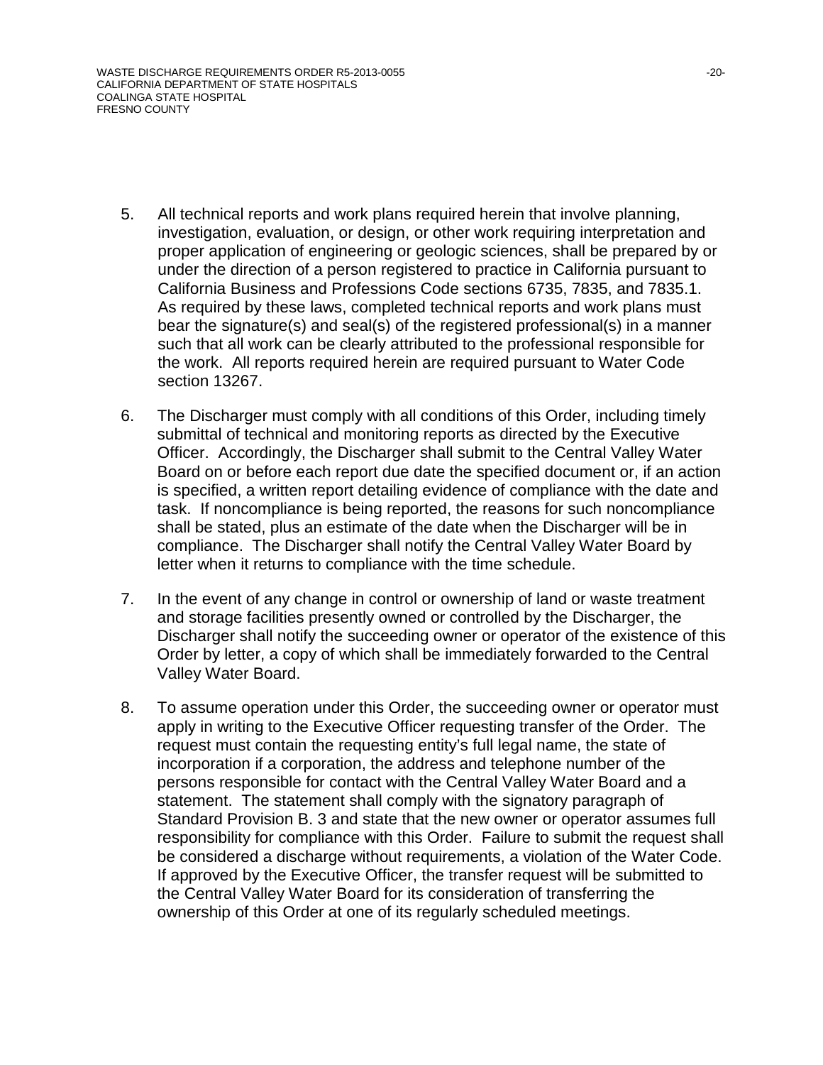5. All technical reports and work plans required herein that involve planning, investigation, evaluation, or design, or other work requiring interpretation and proper application of engineering or geologic sciences, shall be prepared by or under the direction of a person registered to practice in California pursuant to California Business and Professions Code sections 6735, 7835, and 7835.1. As required by these laws, completed technical reports and work plans must bear the signature(s) and seal(s) of the registered professional(s) in a manner such that all work can be clearly attributed to the professional responsible for the work. All reports required herein are required pursuant to Water Code section 13267.

6. The Discharger must comply with all conditions of this Order, including timely submittal of technical and monitoring reports as directed by the Executive Officer. Accordingly, the Discharger shall submit to the Central Valley Water Board on or before each report due date the specified document or, if an action is specified, a written report detailing evidence of compliance with the date and task. If noncompliance is being reported, the reasons for such noncompliance shall be stated, plus an estimate of the date when the Discharger will be in compliance. The Discharger shall notify the Central Valley Water Board by letter when it returns to compliance with the time schedule.

7. In the event of any change in control or ownership of land or waste treatment and storage facilities presently owned or controlled by the Discharger, the Discharger shall notify the succeeding owner or operator of the existence of this Order by letter, a copy of which shall be immediately forwarded to the Central Valley Water Board.

8. To assume operation under this Order, the succeeding owner or operator must apply in writing to the Executive Officer requesting transfer of the Order. The request must contain the requesting entity's full legal name, the state of incorporation if a corporation, the address and telephone number of the persons responsible for contact with the Central Valley Water Board and a statement. The statement shall comply with the signatory paragraph of Standard Provision B. 3 and state that the new owner or operator assumes full responsibility for compliance with this Order. Failure to submit the request shall be considered a discharge without requirements, a violation of the Water Code. If approved by the Executive Officer, the transfer request will be submitted to the Central Valley Water Board for its consideration of transferring the ownership of this Order at one of its regularly scheduled meetings.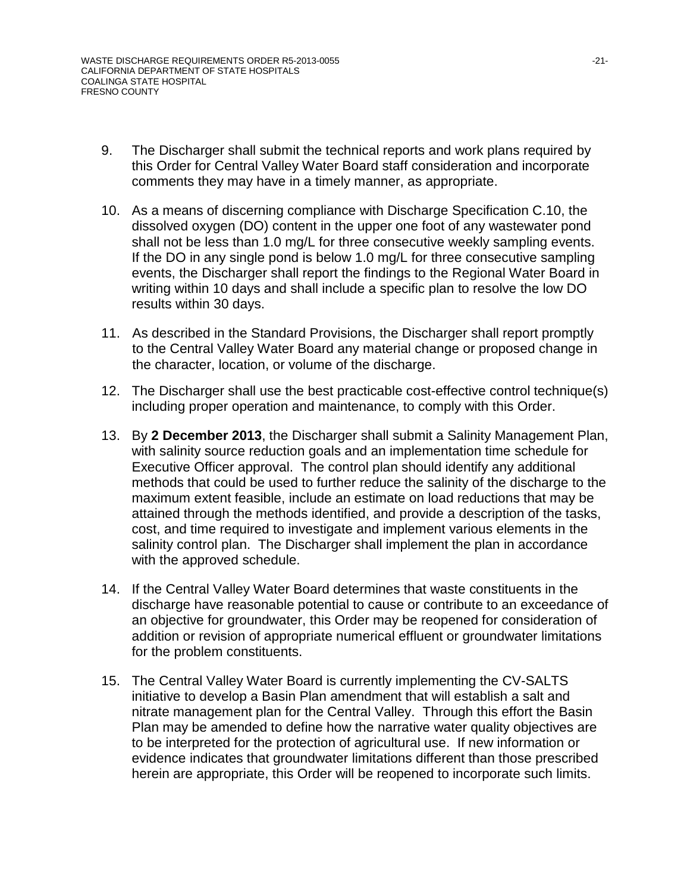9. The Discharger shall submit the technical reports and work plans required by this Order for Central Valley Water Board staff consideration and incorporate comments they may have in a timely manner, as appropriate.

10. As a means of discerning compliance with Discharge Specification C.10, the dissolved oxygen (DO) content in the upper one foot of any wastewater pond shall not be less than 1.0 mg/L for three consecutive weekly sampling events. If the DO in any single pond is below 1.0 mg/L for three consecutive sampling events, the Discharger shall report the findings to the Regional Water Board in writing within 10 days and shall include a specific plan to resolve the low DO results within 30 days.

11. As described in the Standard Provisions, the Discharger shall report promptly to the Central Valley Water Board any material change or proposed change in the character, location, or volume of the discharge.

12. The Discharger shall use the best practicable cost-effective control technique(s) including proper operation and maintenance, to comply with this Order.

13. By **2 December 2013**, the Discharger shall submit a Salinity Management Plan, with salinity source reduction goals and an implementation time schedule for Executive Officer approval. The control plan should identify any additional methods that could be used to further reduce the salinity of the discharge to the maximum extent feasible, include an estimate on load reductions that may be attained through the methods identified, and provide a description of the tasks, cost, and time required to investigate and implement various elements in the salinity control plan. The Discharger shall implement the plan in accordance with the approved schedule.

14. If the Central Valley Water Board determines that waste constituents in the discharge have reasonable potential to cause or contribute to an exceedance of an objective for groundwater, this Order may be reopened for consideration of addition or revision of appropriate numerical effluent or groundwater limitations for the problem constituents.

15. The Central Valley Water Board is currently implementing the CV-SALTS initiative to develop a Basin Plan amendment that will establish a salt and nitrate management plan for the Central Valley. Through this effort the Basin Plan may be amended to define how the narrative water quality objectives are to be interpreted for the protection of agricultural use. If new information or evidence indicates that groundwater limitations different than those prescribed herein are appropriate, this Order will be reopened to incorporate such limits.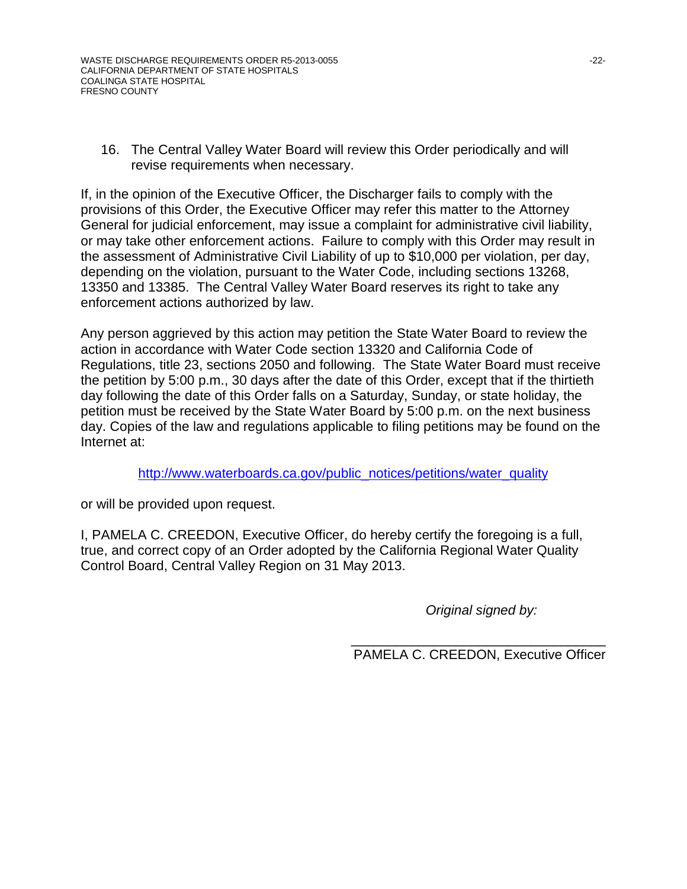16. The Central Valley Water Board will review this Order periodically and will revise requirements when necessary.

If, in the opinion of the Executive Officer, the Discharger fails to comply with the provisions of this Order, the Executive Officer may refer this matter to the Attorney General for judicial enforcement, may issue a complaint for administrative civil liability, or may take other enforcement actions. Failure to comply with this Order may result in the assessment of Administrative Civil Liability of up to $10,000 per violation, per day, depending on the violation, pursuant to the Water Code, including sections 13268, 13350 and 13385. The Central Valley Water Board reserves its right to take any enforcement actions authorized by law.

Any person aggrieved by this action may petition the State Water Board to review the action in accordance with Water Code section 13320 and California Code of Regulations, title 23, sections 2050 and following. The State Water Board must receive the petition by 5:00 p.m., 30 days after the date of this Order, except that if the thirtieth day following the date of this Order falls on a Saturday, Sunday, or state holiday, the petition must be received by the State Water Board by 5:00 p.m. on the next business day. Copies of the law and regulations applicable to filing petitions may be found on the Internet at:

http://www.waterboards.ca.gov/public_notices/petitions/water_quality

or will be provided upon request.

I, PAMELA C. CREEDON, Executive Officer, do hereby certify the foregoing is a full, true, and correct copy of an Order adopted by the California Regional Water Quality Control Board, Central Valley Region on 31 May 2013.

*Original signed by:*

\_\_\_\_\_\_\_\_\_\_\_\_\_\_\_\_\_\_\_\_\_\_\_\_\_\_\_\_\_\_\_\_\_\_\_\_
PAMELA C. CREEDON, Executive Officer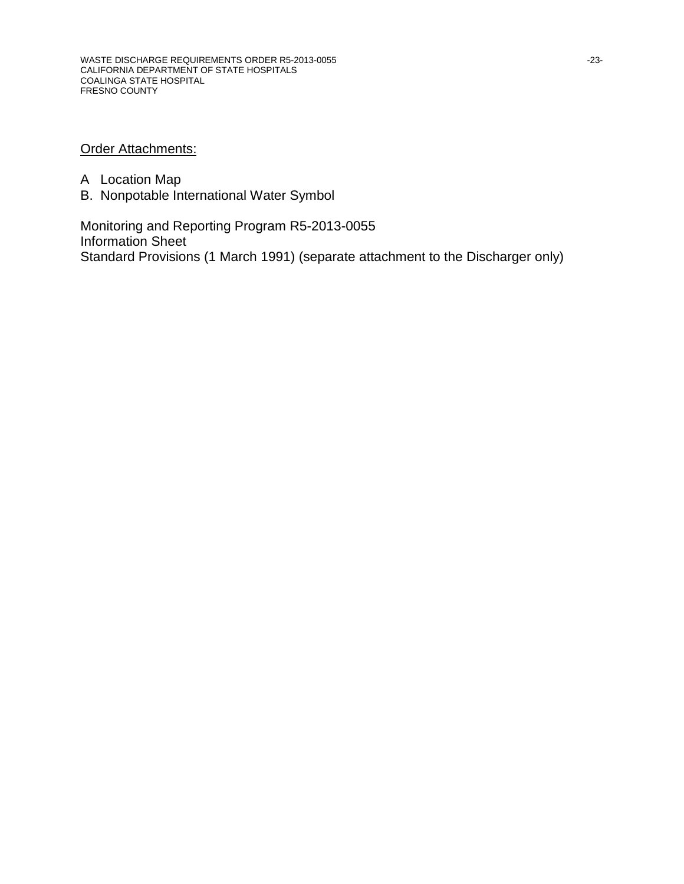<u>Order Attachments:</u>

A  Location Map
B.  Nonpotable International Water Symbol

Monitoring and Reporting Program R5-2013-0055
Information Sheet
Standard Provisions (1 March 1991) (separate attachment to the Discharger only)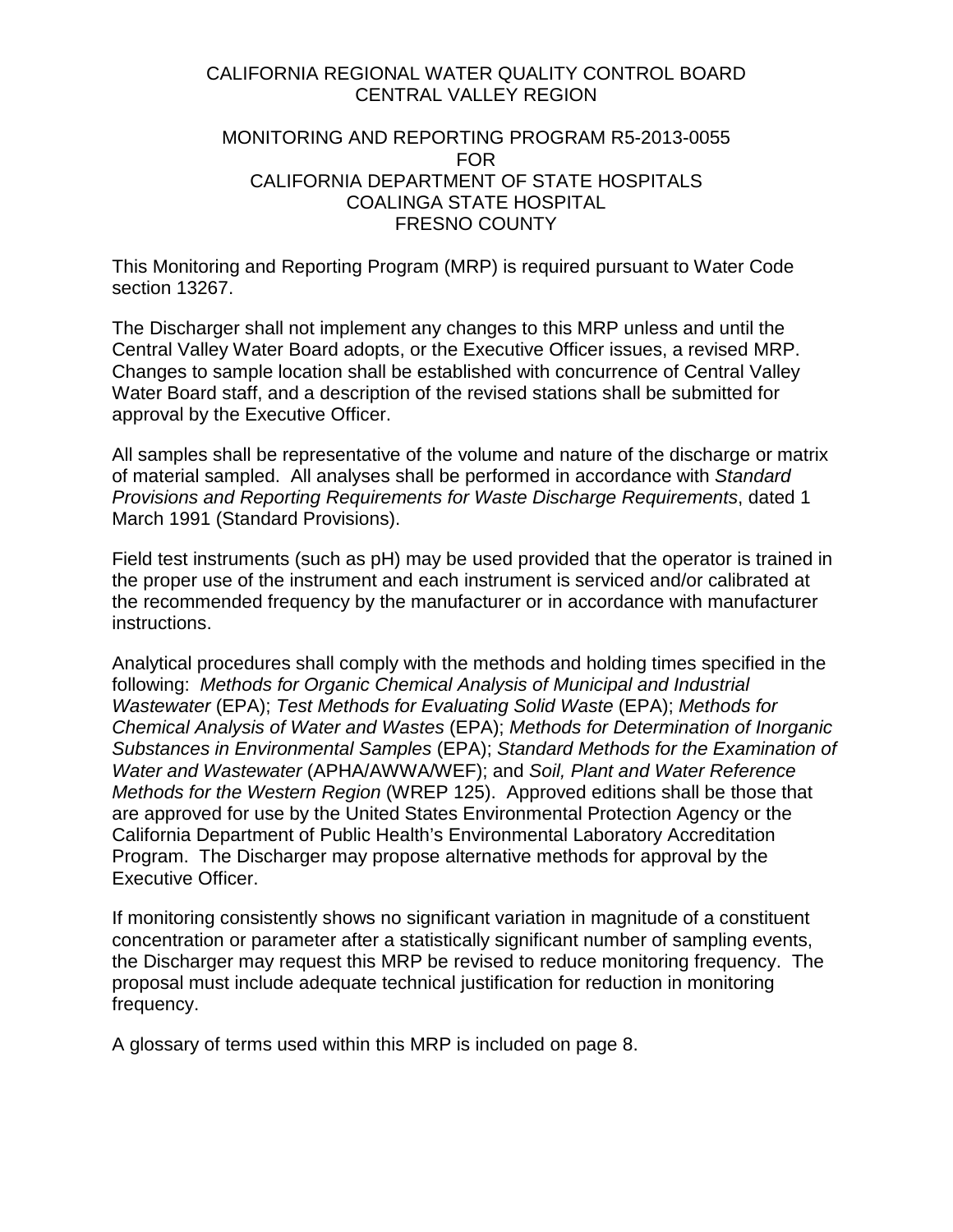CALIFORNIA REGIONAL WATER QUALITY CONTROL BOARD
CENTRAL VALLEY REGION

MONITORING AND REPORTING PROGRAM R5-2013-0055
FOR
CALIFORNIA DEPARTMENT OF STATE HOSPITALS
COALINGA STATE HOSPITAL
FRESNO COUNTY

This Monitoring and Reporting Program (MRP) is required pursuant to Water Code section 13267.

The Discharger shall not implement any changes to this MRP unless and until the Central Valley Water Board adopts, or the Executive Officer issues, a revised MRP. Changes to sample location shall be established with concurrence of Central Valley Water Board staff, and a description of the revised stations shall be submitted for approval by the Executive Officer.

All samples shall be representative of the volume and nature of the discharge or matrix of material sampled. All analyses shall be performed in accordance with *Standard Provisions and Reporting Requirements for Waste Discharge Requirements*, dated 1 March 1991 (Standard Provisions).

Field test instruments (such as pH) may be used provided that the operator is trained in the proper use of the instrument and each instrument is serviced and/or calibrated at the recommended frequency by the manufacturer or in accordance with manufacturer instructions.

Analytical procedures shall comply with the methods and holding times specified in the following: *Methods for Organic Chemical Analysis of Municipal and Industrial Wastewater* (EPA); *Test Methods for Evaluating Solid Waste* (EPA); *Methods for Chemical Analysis of Water and Wastes* (EPA); *Methods for Determination of Inorganic Substances in Environmental Samples* (EPA); *Standard Methods for the Examination of Water and Wastewater* (APHA/AWWA/WEF); and *Soil, Plant and Water Reference Methods for the Western Region* (WREP 125). Approved editions shall be those that are approved for use by the United States Environmental Protection Agency or the California Department of Public Health's Environmental Laboratory Accreditation Program. The Discharger may propose alternative methods for approval by the Executive Officer.

If monitoring consistently shows no significant variation in magnitude of a constituent concentration or parameter after a statistically significant number of sampling events, the Discharger may request this MRP be revised to reduce monitoring frequency. The proposal must include adequate technical justification for reduction in monitoring frequency.

A glossary of terms used within this MRP is included on page 8.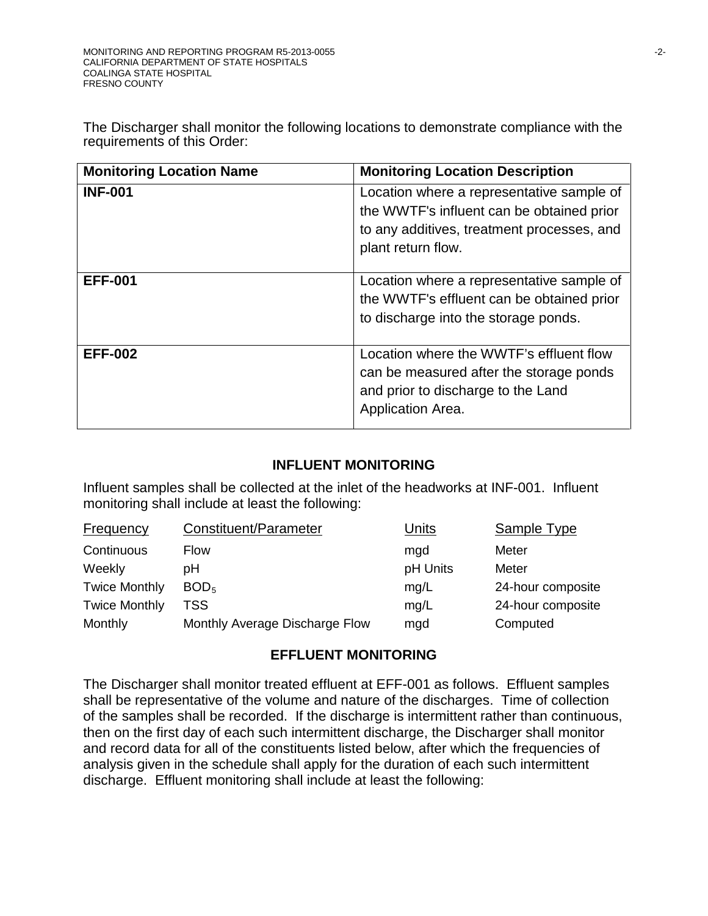The Discharger shall monitor the following locations to demonstrate compliance with the requirements of this Order:

| Monitoring Location Name | Monitoring Location Description |
|---|---|
| **INF-001** | Location where a representative sample of the WWTF's influent can be obtained prior to any additives, treatment processes, and plant return flow. |
| **EFF-001** | Location where a representative sample of the WWTF's effluent can be obtained prior to discharge into the storage ponds. |
| **EFF-002** | Location where the WWTF's effluent flow can be measured after the storage ponds and prior to discharge to the Land Application Area. |

## INFLUENT MONITORING

Influent samples shall be collected at the inlet of the headworks at INF-001. Influent monitoring shall include at least the following:

| Frequency | Constituent/Parameter | Units | Sample Type |
|---|---|---|---|
| Continuous | Flow | mgd | Meter |
| Weekly | pH | pH Units | Meter |
| Twice Monthly | $BOD_5$ | mg/L | 24-hour composite |
| Twice Monthly | TSS | mg/L | 24-hour composite |
| Monthly | Monthly Average Discharge Flow | mgd | Computed |

## EFFLUENT MONITORING

The Discharger shall monitor treated effluent at EFF-001 as follows. Effluent samples shall be representative of the volume and nature of the discharges. Time of collection of the samples shall be recorded. If the discharge is intermittent rather than continuous, then on the first day of each such intermittent discharge, the Discharger shall monitor and record data for all of the constituents listed below, after which the frequencies of analysis given in the schedule shall apply for the duration of each such intermittent discharge. Effluent monitoring shall include at least the following: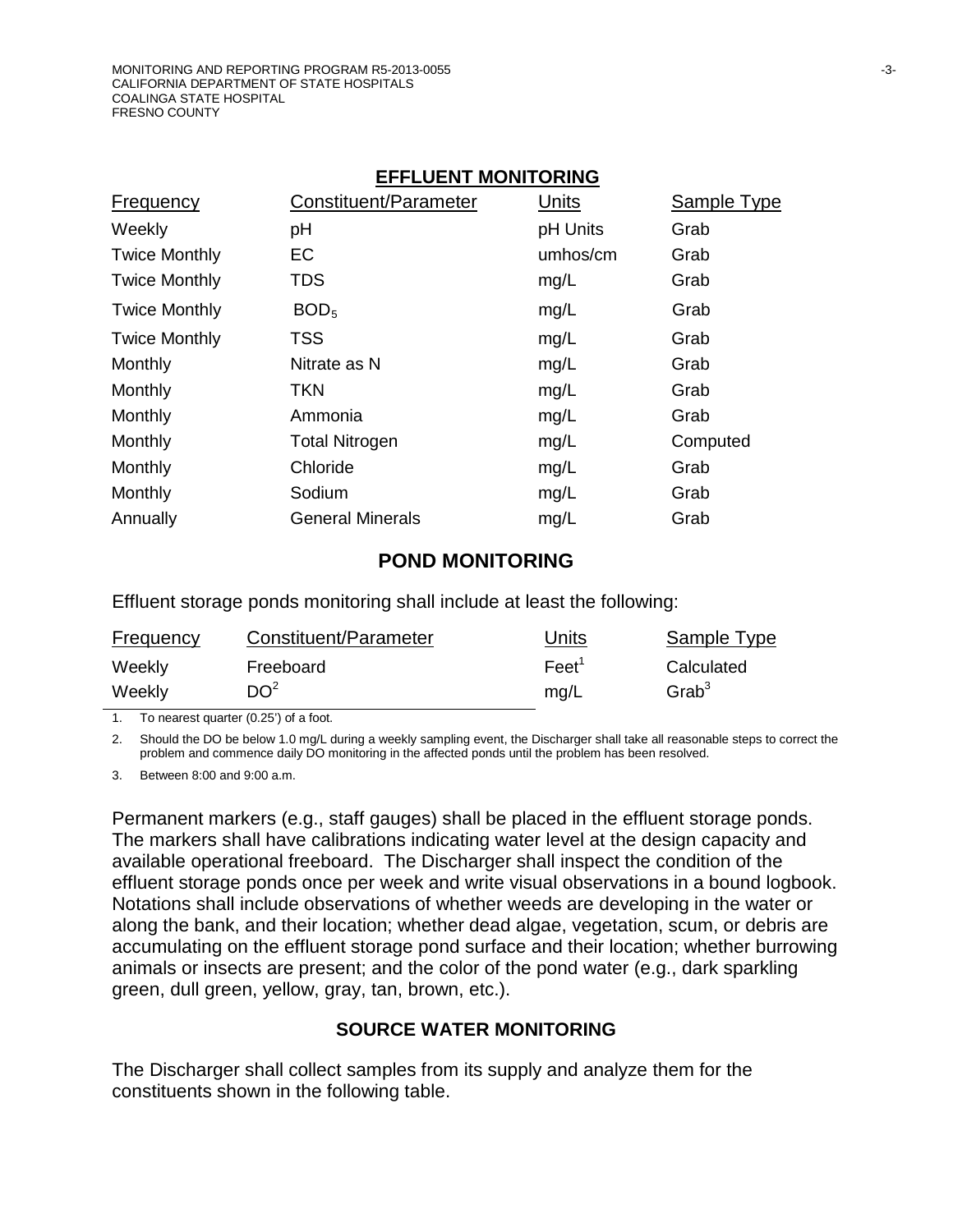## EFFLUENT MONITORING

| Frequency | Constituent/Parameter | Units | Sample Type |
|---|---|---|---|
| Weekly | pH | pH Units | Grab |
| Twice Monthly | EC | umhos/cm | Grab |
| Twice Monthly | TDS | mg/L | Grab |
| Twice Monthly | $BOD_5$ | mg/L | Grab |
| Twice Monthly | TSS | mg/L | Grab |
| Monthly | Nitrate as N | mg/L | Grab |
| Monthly | TKN | mg/L | Grab |
| Monthly | Ammonia | mg/L | Grab |
| Monthly | Total Nitrogen | mg/L | Computed |
| Monthly | Chloride | mg/L | Grab |
| Monthly | Sodium | mg/L | Grab |
| Annually | General Minerals | mg/L | Grab |

## POND MONITORING

Effluent storage ponds monitoring shall include at least the following:

| Frequency | Constituent/Parameter | Units | Sample Type |
|---|---|---|---|
| Weekly | Freeboard | Feet[1] | Calculated |
| Weekly | DO[2] | mg/L | Grab[3] |

1. To nearest quarter (0.25') of a foot.
2. Should the DO be below 1.0 mg/L during a weekly sampling event, the Discharger shall take all reasonable steps to correct the problem and commence daily DO monitoring in the affected ponds until the problem has been resolved.
3. Between 8:00 and 9:00 a.m.

Permanent markers (e.g., staff gauges) shall be placed in the effluent storage ponds. The markers shall have calibrations indicating water level at the design capacity and available operational freeboard. The Discharger shall inspect the condition of the effluent storage ponds once per week and write visual observations in a bound logbook. Notations shall include observations of whether weeds are developing in the water or along the bank, and their location; whether dead algae, vegetation, scum, or debris are accumulating on the effluent storage pond surface and their location; whether burrowing animals or insects are present; and the color of the pond water (e.g., dark sparkling green, dull green, yellow, gray, tan, brown, etc.).

## SOURCE WATER MONITORING

The Discharger shall collect samples from its supply and analyze them for the constituents shown in the following table.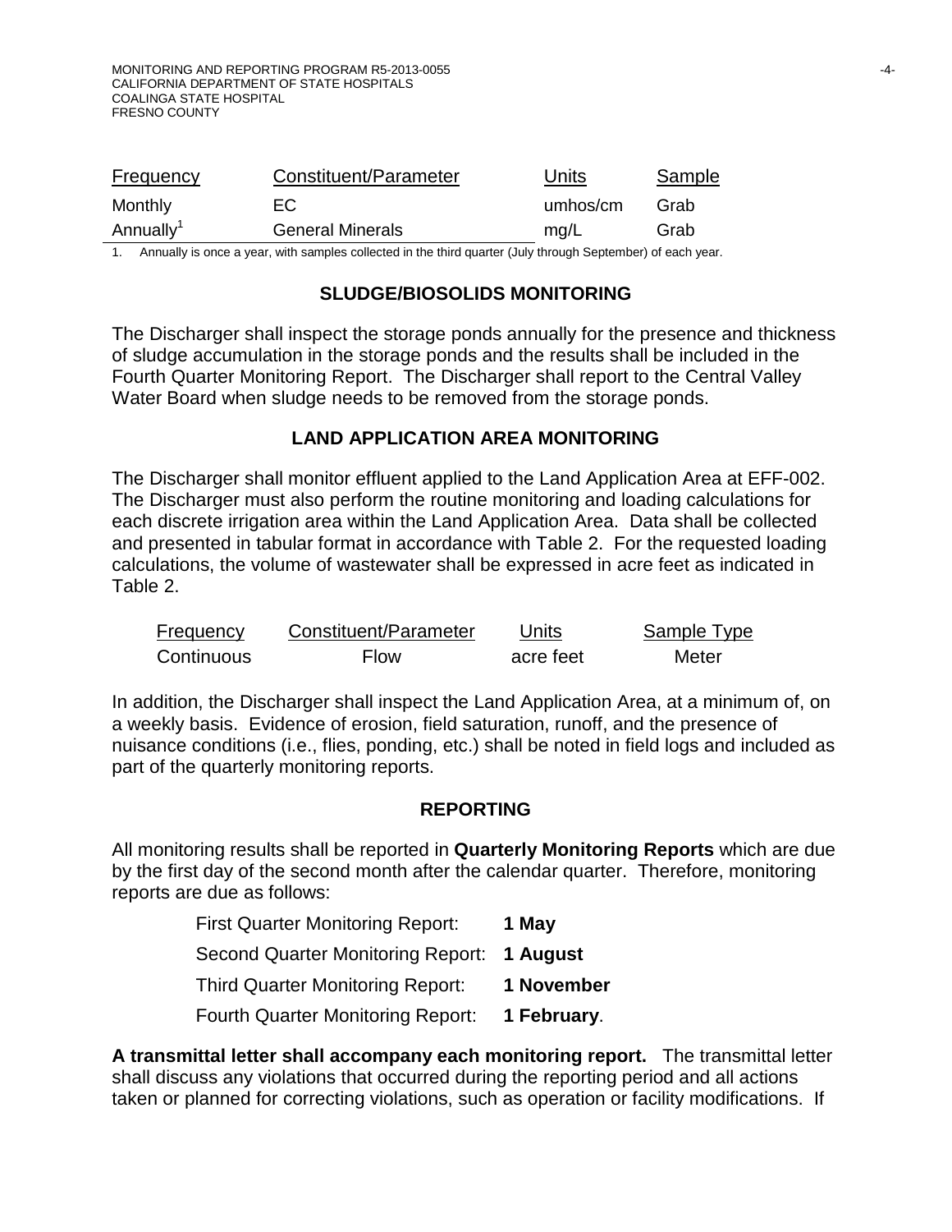| Frequency | Constituent/Parameter | Units | Sample |
|---|---|---|---|
| Monthly | EC | umhos/cm | Grab |
| Annually[1] | General Minerals | mg/L | Grab |

1. Annually is once a year, with samples collected in the third quarter (July through September) of each year.

## SLUDGE/BIOSOLIDS MONITORING

The Discharger shall inspect the storage ponds annually for the presence and thickness of sludge accumulation in the storage ponds and the results shall be included in the Fourth Quarter Monitoring Report. The Discharger shall report to the Central Valley Water Board when sludge needs to be removed from the storage ponds.

## LAND APPLICATION AREA MONITORING

The Discharger shall monitor effluent applied to the Land Application Area at EFF-002. The Discharger must also perform the routine monitoring and loading calculations for each discrete irrigation area within the Land Application Area. Data shall be collected and presented in tabular format in accordance with Table 2. For the requested loading calculations, the volume of wastewater shall be expressed in acre feet as indicated in Table 2.

| Frequency | Constituent/Parameter | Units | Sample Type |
|---|---|---|---|
| Continuous | Flow | acre feet | Meter |

In addition, the Discharger shall inspect the Land Application Area, at a minimum of, on a weekly basis. Evidence of erosion, field saturation, runoff, and the presence of nuisance conditions (i.e., flies, ponding, etc.) shall be noted in field logs and included as part of the quarterly monitoring reports.

## REPORTING

All monitoring results shall be reported in **Quarterly Monitoring Reports** which are due by the first day of the second month after the calendar quarter. Therefore, monitoring reports are due as follows:

| | |
|---|---|
| First Quarter Monitoring Report: | **1 May** |
| Second Quarter Monitoring Report: | **1 August** |
| Third Quarter Monitoring Report: | **1 November** |
| Fourth Quarter Monitoring Report: | **1 February**. |

**A transmittal letter shall accompany each monitoring report.** The transmittal letter shall discuss any violations that occurred during the reporting period and all actions taken or planned for correcting violations, such as operation or facility modifications. If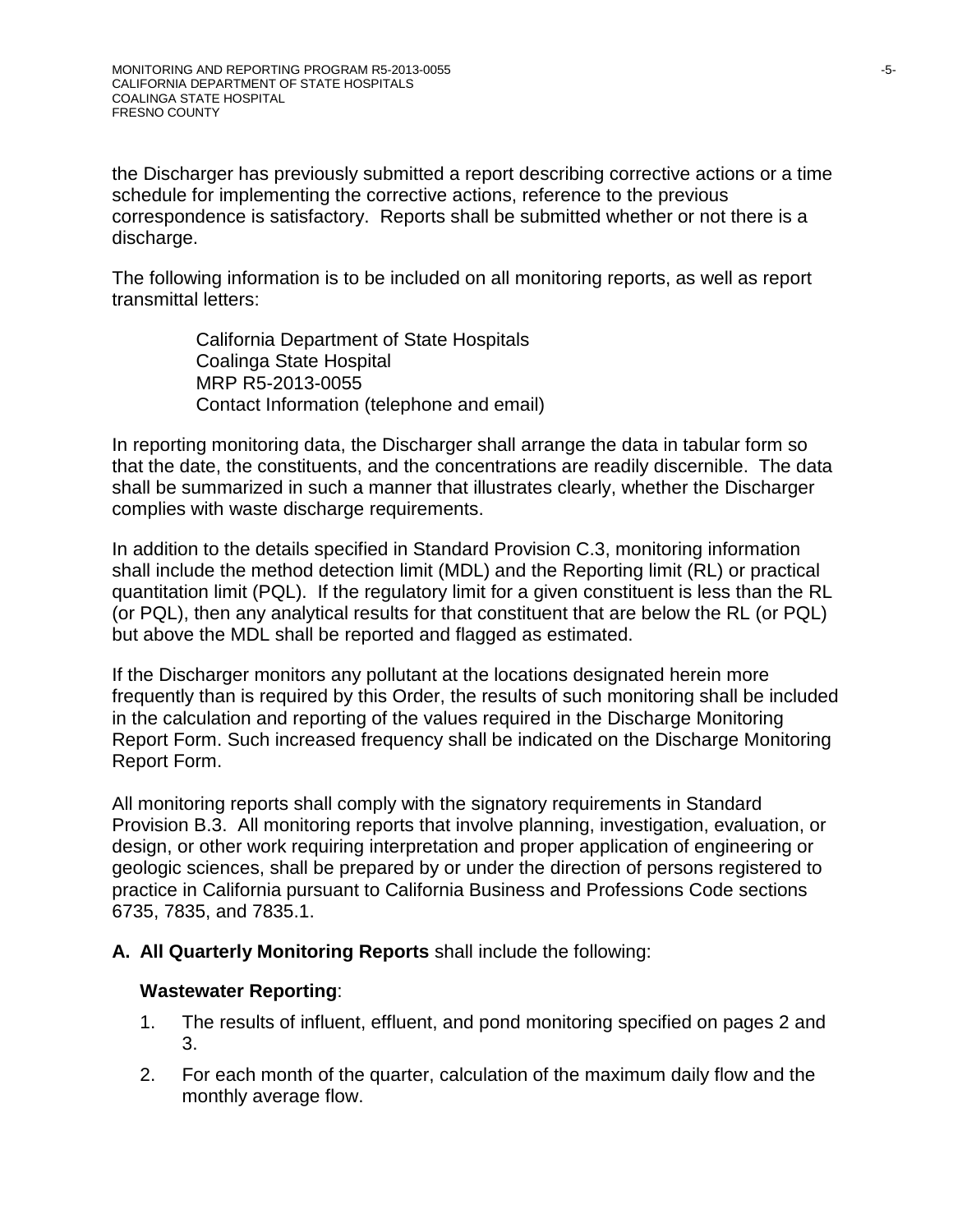the Discharger has previously submitted a report describing corrective actions or a time schedule for implementing the corrective actions, reference to the previous correspondence is satisfactory. Reports shall be submitted whether or not there is a discharge.

The following information is to be included on all monitoring reports, as well as report transmittal letters:

> California Department of State Hospitals
> Coalinga State Hospital
> MRP R5-2013-0055
> Contact Information (telephone and email)

In reporting monitoring data, the Discharger shall arrange the data in tabular form so that the date, the constituents, and the concentrations are readily discernible. The data shall be summarized in such a manner that illustrates clearly, whether the Discharger complies with waste discharge requirements.

In addition to the details specified in Standard Provision C.3, monitoring information shall include the method detection limit (MDL) and the Reporting limit (RL) or practical quantitation limit (PQL). If the regulatory limit for a given constituent is less than the RL (or PQL), then any analytical results for that constituent that are below the RL (or PQL) but above the MDL shall be reported and flagged as estimated.

If the Discharger monitors any pollutant at the locations designated herein more frequently than is required by this Order, the results of such monitoring shall be included in the calculation and reporting of the values required in the Discharge Monitoring Report Form. Such increased frequency shall be indicated on the Discharge Monitoring Report Form.

All monitoring reports shall comply with the signatory requirements in Standard Provision B.3. All monitoring reports that involve planning, investigation, evaluation, or design, or other work requiring interpretation and proper application of engineering or geologic sciences, shall be prepared by or under the direction of persons registered to practice in California pursuant to California Business and Professions Code sections 6735, 7835, and 7835.1.

**A. All Quarterly Monitoring Reports** shall include the following:

**Wastewater Reporting**:

1. The results of influent, effluent, and pond monitoring specified on pages 2 and 3.
2. For each month of the quarter, calculation of the maximum daily flow and the monthly average flow.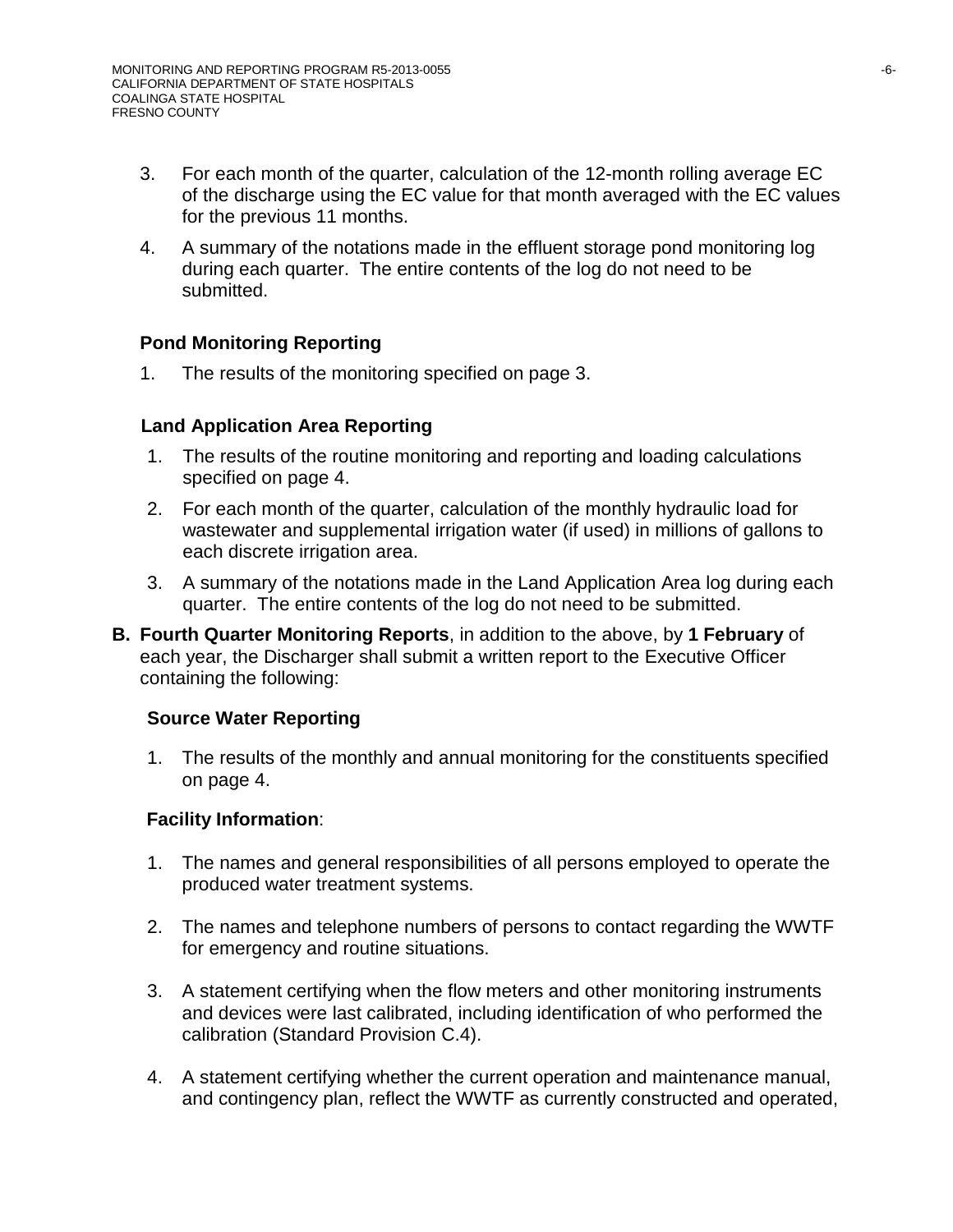3. For each month of the quarter, calculation of the 12-month rolling average EC of the discharge using the EC value for that month averaged with the EC values for the previous 11 months.

4. A summary of the notations made in the effluent storage pond monitoring log during each quarter. The entire contents of the log do not need to be submitted.

### Pond Monitoring Reporting

1. The results of the monitoring specified on page 3.

### Land Application Area Reporting

1. The results of the routine monitoring and reporting and loading calculations specified on page 4.
2. For each month of the quarter, calculation of the monthly hydraulic load for wastewater and supplemental irrigation water (if used) in millions of gallons to each discrete irrigation area.
3. A summary of the notations made in the Land Application Area log during each quarter. The entire contents of the log do not need to be submitted.

**B. Fourth Quarter Monitoring Reports**, in addition to the above, by **1 February** of each year, the Discharger shall submit a written report to the Executive Officer containing the following:

### Source Water Reporting

1. The results of the monthly and annual monitoring for the constituents specified on page 4.

### Facility Information:

1. The names and general responsibilities of all persons employed to operate the produced water treatment systems.

2. The names and telephone numbers of persons to contact regarding the WWTF for emergency and routine situations.

3. A statement certifying when the flow meters and other monitoring instruments and devices were last calibrated, including identification of who performed the calibration (Standard Provision C.4).

4. A statement certifying whether the current operation and maintenance manual, and contingency plan, reflect the WWTF as currently constructed and operated,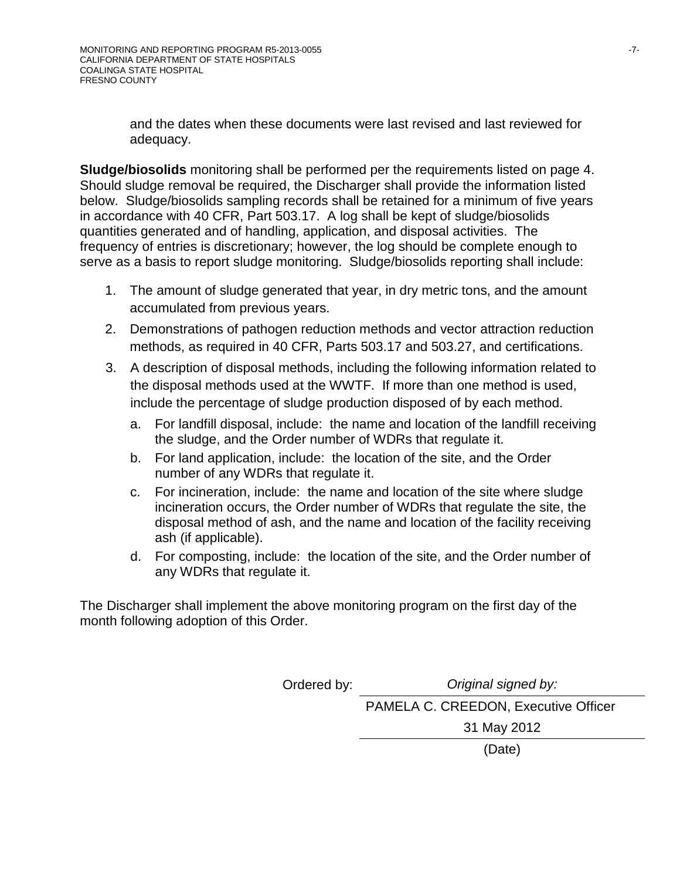and the dates when these documents were last revised and last reviewed for adequacy.

**Sludge/biosolids** monitoring shall be performed per the requirements listed on page 4. Should sludge removal be required, the Discharger shall provide the information listed below. Sludge/biosolids sampling records shall be retained for a minimum of five years in accordance with 40 CFR, Part 503.17. A log shall be kept of sludge/biosolids quantities generated and of handling, application, and disposal activities. The frequency of entries is discretionary; however, the log should be complete enough to serve as a basis to report sludge monitoring. Sludge/biosolids reporting shall include:

1. The amount of sludge generated that year, in dry metric tons, and the amount accumulated from previous years.
2. Demonstrations of pathogen reduction methods and vector attraction reduction methods, as required in 40 CFR, Parts 503.17 and 503.27, and certifications.
3. A description of disposal methods, including the following information related to the disposal methods used at the WWTF. If more than one method is used, include the percentage of sludge production disposed of by each method.
   a. For landfill disposal, include: the name and location of the landfill receiving the sludge, and the Order number of WDRs that regulate it.
   b. For land application, include: the location of the site, and the Order number of any WDRs that regulate it.
   c. For incineration, include: the name and location of the site where sludge incineration occurs, the Order number of WDRs that regulate the site, the disposal method of ash, and the name and location of the facility receiving ash (if applicable).
   d. For composting, include: the location of the site, and the Order number of any WDRs that regulate it.

The Discharger shall implement the above monitoring program on the first day of the month following adoption of this Order.

Ordered by: *Original signed by:*

PAMELA C. CREEDON, Executive Officer

31 May 2012

(Date)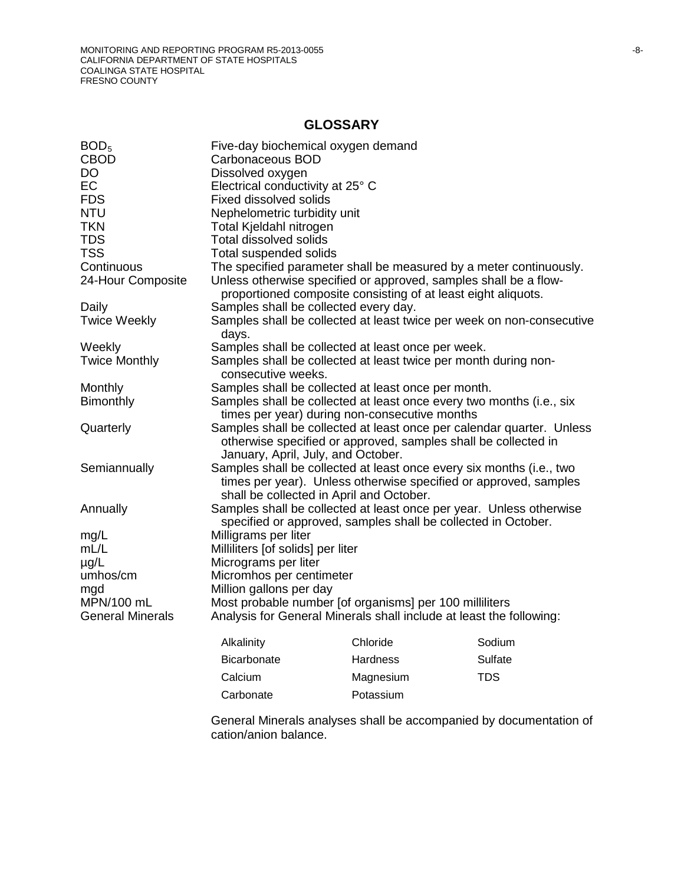## GLOSSARY

| | |
|---|---|
| $BOD_5$ | Five-day biochemical oxygen demand |
| CBOD | Carbonaceous BOD |
| DO | Dissolved oxygen |
| EC | Electrical conductivity at 25° C |
| FDS | Fixed dissolved solids |
| NTU | Nephelometric turbidity unit |
| TKN | Total Kjeldahl nitrogen |
| TDS | Total dissolved solids |
| TSS | Total suspended solids |
| Continuous | The specified parameter shall be measured by a meter continuously. |
| 24-Hour Composite | Unless otherwise specified or approved, samples shall be a flow-proportioned composite consisting of at least eight aliquots. |
| Daily | Samples shall be collected every day. |
| Twice Weekly | Samples shall be collected at least twice per week on non-consecutive days. |
| Weekly | Samples shall be collected at least once per week. |
| Twice Monthly | Samples shall be collected at least twice per month during non-consecutive weeks. |
| Monthly | Samples shall be collected at least once per month. |
| Bimonthly | Samples shall be collected at least once every two months (i.e., six times per year) during non-consecutive months |
| Quarterly | Samples shall be collected at least once per calendar quarter. Unless otherwise specified or approved, samples shall be collected in January, April, July, and October. |
| Semiannually | Samples shall be collected at least once every six months (i.e., two times per year). Unless otherwise specified or approved, samples shall be collected in April and October. |
| Annually | Samples shall be collected at least once per year. Unless otherwise specified or approved, samples shall be collected in October. |
| mg/L | Milligrams per liter |
| mL/L | Milliliters [of solids] per liter |
| µg/L | Micrograms per liter |
| umhos/cm | Micromhos per centimeter |
| mgd | Million gallons per day |
| MPN/100 mL | Most probable number [of organisms] per 100 milliliters |
| General Minerals | Analysis for General Minerals shall include at least the following: |

| | | |
|---|---|---|
| Alkalinity | Chloride | Sodium |
| Bicarbonate | Hardness | Sulfate |
| Calcium | Magnesium | TDS |
| Carbonate | Potassium | |

General Minerals analyses shall be accompanied by documentation of cation/anion balance.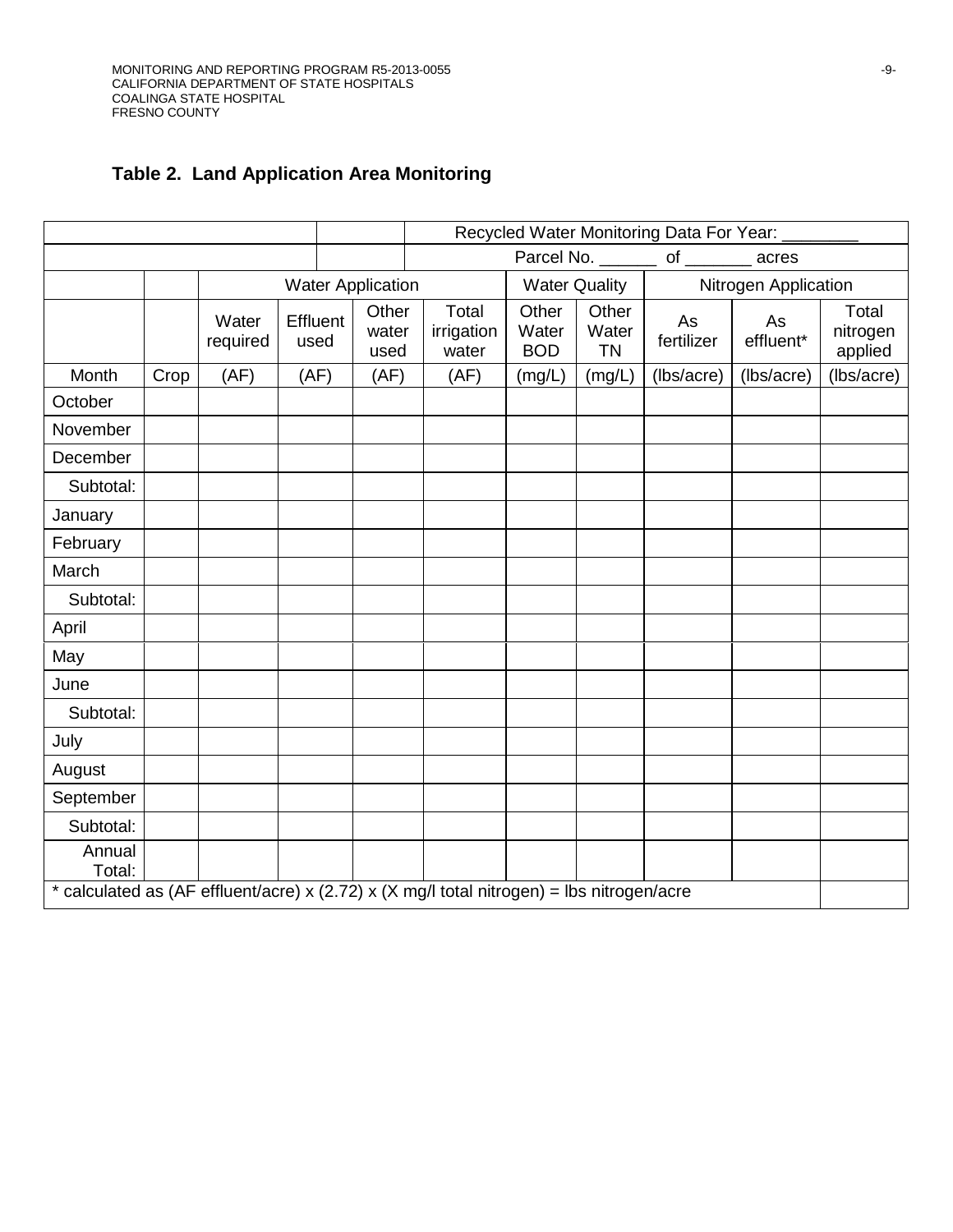## Table 2. Land Application Area Monitoring

| | | | | | Recycled Water Monitoring Data For Year: ________ | | | | | |
|---|---|---|---|---|---|---|---|---|---|---|
| | | | | | Parcel No. ______ of _______ acres | | | | | |
| | | Water Application | | | | Water Quality | | Nitrogen Application | | |
| | | Water required | Effluent used | Other water used | Total irrigation water | Other Water BOD | Other Water TN | As fertilizer | As effluent* | Total nitrogen applied |
| Month | Crop | (AF) | (AF) | (AF) | (AF) | (mg/L) | (mg/L) | (lbs/acre) | (lbs/acre) | (lbs/acre) |
| October | | | | | | | | | | |
| November | | | | | | | | | | |
| December | | | | | | | | | | |
| Subtotal: | | | | | | | | | | |
| January | | | | | | | | | | |
| February | | | | | | | | | | |
| March | | | | | | | | | | |
| Subtotal: | | | | | | | | | | |
| April | | | | | | | | | | |
| May | | | | | | | | | | |
| June | | | | | | | | | | |
| Subtotal: | | | | | | | | | | |
| July | | | | | | | | | | |
| August | | | | | | | | | | |
| September | | | | | | | | | | |
| Subtotal: | | | | | | | | | | |
| Annual Total: | | | | | | | | | | |
| * calculated as (AF effluent/acre) x (2.72) x (X mg/l total nitrogen) = lbs nitrogen/acre | | | | | | | | | | |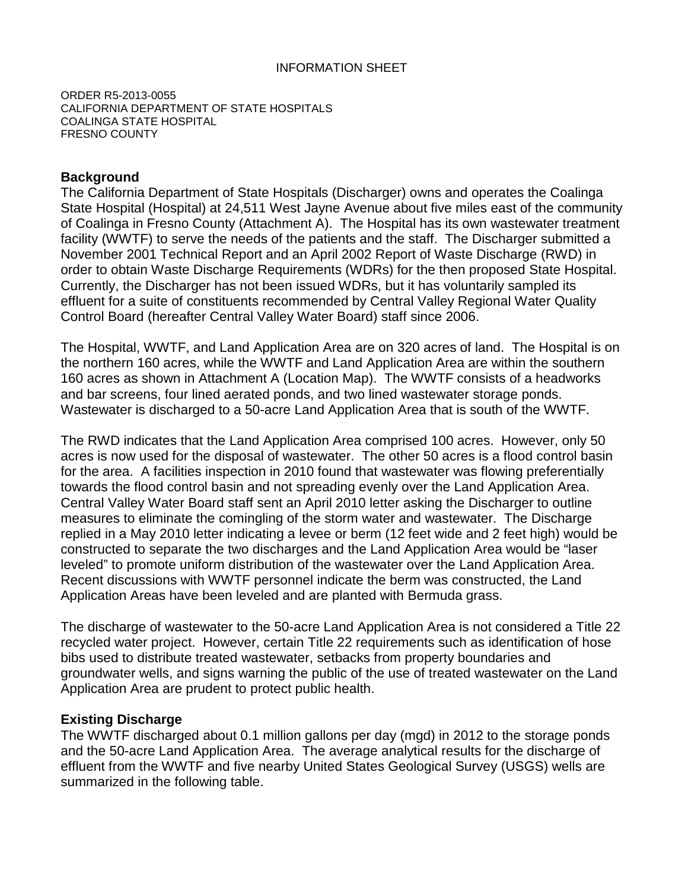INFORMATION SHEET

ORDER R5-2013-0055
CALIFORNIA DEPARTMENT OF STATE HOSPITALS
COALINGA STATE HOSPITAL
FRESNO COUNTY

## Background

The California Department of State Hospitals (Discharger) owns and operates the Coalinga State Hospital (Hospital) at 24,511 West Jayne Avenue about five miles east of the community of Coalinga in Fresno County (Attachment A). The Hospital has its own wastewater treatment facility (WWTF) to serve the needs of the patients and the staff. The Discharger submitted a November 2001 Technical Report and an April 2002 Report of Waste Discharge (RWD) in order to obtain Waste Discharge Requirements (WDRs) for the then proposed State Hospital. Currently, the Discharger has not been issued WDRs, but it has voluntarily sampled its effluent for a suite of constituents recommended by Central Valley Regional Water Quality Control Board (hereafter Central Valley Water Board) staff since 2006.

The Hospital, WWTF, and Land Application Area are on 320 acres of land. The Hospital is on the northern 160 acres, while the WWTF and Land Application Area are within the southern 160 acres as shown in Attachment A (Location Map). The WWTF consists of a headworks and bar screens, four lined aerated ponds, and two lined wastewater storage ponds. Wastewater is discharged to a 50-acre Land Application Area that is south of the WWTF.

The RWD indicates that the Land Application Area comprised 100 acres. However, only 50 acres is now used for the disposal of wastewater. The other 50 acres is a flood control basin for the area. A facilities inspection in 2010 found that wastewater was flowing preferentially towards the flood control basin and not spreading evenly over the Land Application Area. Central Valley Water Board staff sent an April 2010 letter asking the Discharger to outline measures to eliminate the comingling of the storm water and wastewater. The Discharge replied in a May 2010 letter indicating a levee or berm (12 feet wide and 2 feet high) would be constructed to separate the two discharges and the Land Application Area would be "laser leveled" to promote uniform distribution of the wastewater over the Land Application Area. Recent discussions with WWTF personnel indicate the berm was constructed, the Land Application Areas have been leveled and are planted with Bermuda grass.

The discharge of wastewater to the 50-acre Land Application Area is not considered a Title 22 recycled water project. However, certain Title 22 requirements such as identification of hose bibs used to distribute treated wastewater, setbacks from property boundaries and groundwater wells, and signs warning the public of the use of treated wastewater on the Land Application Area are prudent to protect public health.

## Existing Discharge

The WWTF discharged about 0.1 million gallons per day (mgd) in 2012 to the storage ponds and the 50-acre Land Application Area. The average analytical results for the discharge of effluent from the WWTF and five nearby United States Geological Survey (USGS) wells are summarized in the following table.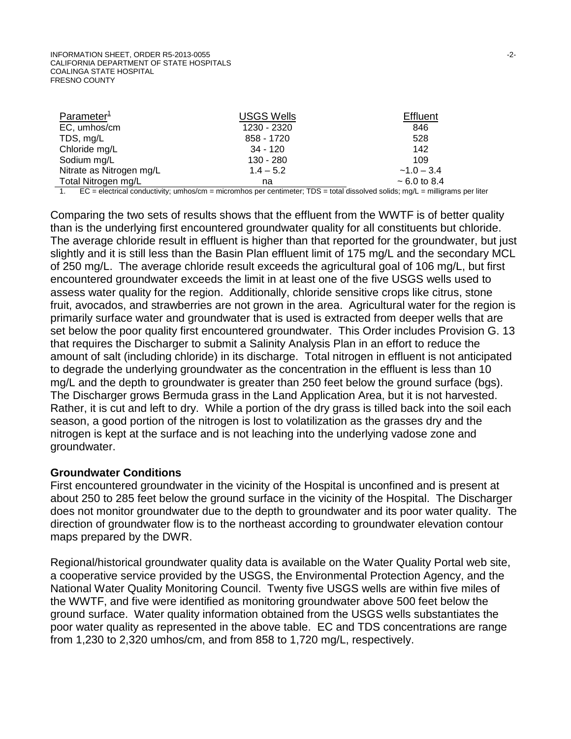| Parameter[1] | USGS Wells | Effluent |
|---|---|---|
| EC, umhos/cm | 1230 - 2320 | 846 |
| TDS, mg/L | 858 - 1720 | 528 |
| Chloride mg/L | 34 - 120 | 142 |
| Sodium mg/L | 130 - 280 | 109 |
| Nitrate as Nitrogen mg/L | 1.4 – 5.2 | ~1.0 – 3.4 |
| Total Nitrogen mg/L | na | ~ 6.0 to 8.4 |

1. EC = electrical conductivity; umhos/cm = micromhos per centimeter; TDS = total dissolved solids; mg/L = milligrams per liter

Comparing the two sets of results shows that the effluent from the WWTF is of better quality than is the underlying first encountered groundwater quality for all constituents but chloride. The average chloride result in effluent is higher than that reported for the groundwater, but just slightly and it is still less than the Basin Plan effluent limit of 175 mg/L and the secondary MCL of 250 mg/L. The average chloride result exceeds the agricultural goal of 106 mg/L, but first encountered groundwater exceeds the limit in at least one of the five USGS wells used to assess water quality for the region. Additionally, chloride sensitive crops like citrus, stone fruit, avocados, and strawberries are not grown in the area. Agricultural water for the region is primarily surface water and groundwater that is used is extracted from deeper wells that are set below the poor quality first encountered groundwater. This Order includes Provision G. 13 that requires the Discharger to submit a Salinity Analysis Plan in an effort to reduce the amount of salt (including chloride) in its discharge. Total nitrogen in effluent is not anticipated to degrade the underlying groundwater as the concentration in the effluent is less than 10 mg/L and the depth to groundwater is greater than 250 feet below the ground surface (bgs). The Discharger grows Bermuda grass in the Land Application Area, but it is not harvested. Rather, it is cut and left to dry. While a portion of the dry grass is tilled back into the soil each season, a good portion of the nitrogen is lost to volatilization as the grasses dry and the nitrogen is kept at the surface and is not leaching into the underlying vadose zone and groundwater.

**Groundwater Conditions**

First encountered groundwater in the vicinity of the Hospital is unconfined and is present at about 250 to 285 feet below the ground surface in the vicinity of the Hospital. The Discharger does not monitor groundwater due to the depth to groundwater and its poor water quality. The direction of groundwater flow is to the northeast according to groundwater elevation contour maps prepared by the DWR.

Regional/historical groundwater quality data is available on the Water Quality Portal web site, a cooperative service provided by the USGS, the Environmental Protection Agency, and the National Water Quality Monitoring Council. Twenty five USGS wells are within five miles of the WWTF, and five were identified as monitoring groundwater above 500 feet below the ground surface. Water quality information obtained from the USGS wells substantiates the poor water quality as represented in the above table. EC and TDS concentrations are range from 1,230 to 2,320 umhos/cm, and from 858 to 1,720 mg/L, respectively.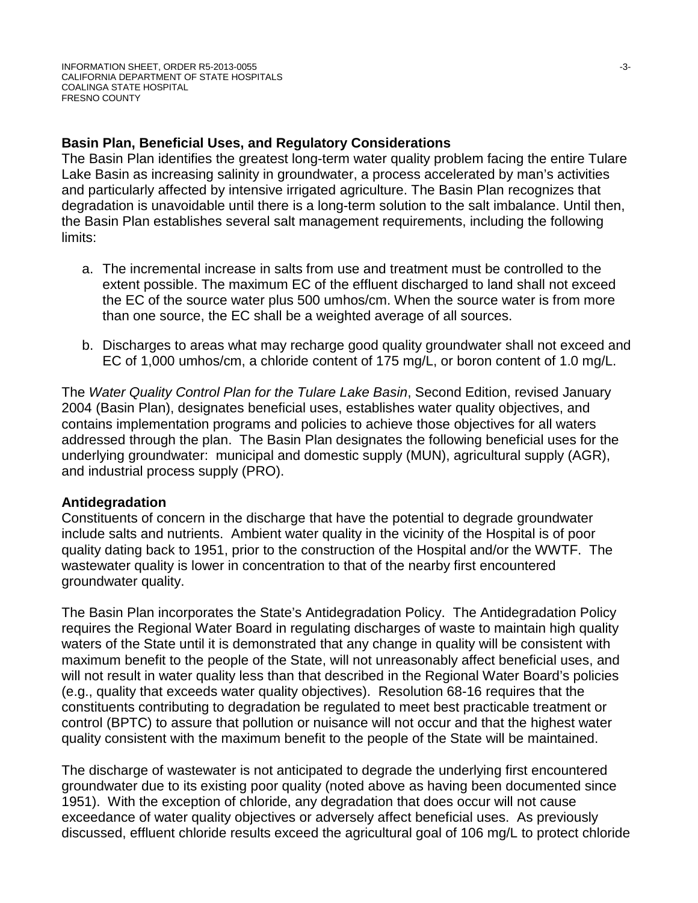## Basin Plan, Beneficial Uses, and Regulatory Considerations

The Basin Plan identifies the greatest long-term water quality problem facing the entire Tulare Lake Basin as increasing salinity in groundwater, a process accelerated by man's activities and particularly affected by intensive irrigated agriculture. The Basin Plan recognizes that degradation is unavoidable until there is a long-term solution to the salt imbalance. Until then, the Basin Plan establishes several salt management requirements, including the following limits:

a. The incremental increase in salts from use and treatment must be controlled to the extent possible. The maximum EC of the effluent discharged to land shall not exceed the EC of the source water plus 500 umhos/cm. When the source water is from more than one source, the EC shall be a weighted average of all sources.

b. Discharges to areas what may recharge good quality groundwater shall not exceed and EC of 1,000 umhos/cm, a chloride content of 175 mg/L, or boron content of 1.0 mg/L.

The *Water Quality Control Plan for the Tulare Lake Basin*, Second Edition, revised January 2004 (Basin Plan), designates beneficial uses, establishes water quality objectives, and contains implementation programs and policies to achieve those objectives for all waters addressed through the plan. The Basin Plan designates the following beneficial uses for the underlying groundwater: municipal and domestic supply (MUN), agricultural supply (AGR), and industrial process supply (PRO).

## Antidegradation

Constituents of concern in the discharge that have the potential to degrade groundwater include salts and nutrients. Ambient water quality in the vicinity of the Hospital is of poor quality dating back to 1951, prior to the construction of the Hospital and/or the WWTF. The wastewater quality is lower in concentration to that of the nearby first encountered groundwater quality.

The Basin Plan incorporates the State's Antidegradation Policy. The Antidegradation Policy requires the Regional Water Board in regulating discharges of waste to maintain high quality waters of the State until it is demonstrated that any change in quality will be consistent with maximum benefit to the people of the State, will not unreasonably affect beneficial uses, and will not result in water quality less than that described in the Regional Water Board's policies (e.g., quality that exceeds water quality objectives). Resolution 68-16 requires that the constituents contributing to degradation be regulated to meet best practicable treatment or control (BPTC) to assure that pollution or nuisance will not occur and that the highest water quality consistent with the maximum benefit to the people of the State will be maintained.

The discharge of wastewater is not anticipated to degrade the underlying first encountered groundwater due to its existing poor quality (noted above as having been documented since 1951). With the exception of chloride, any degradation that does occur will not cause exceedance of water quality objectives or adversely affect beneficial uses. As previously discussed, effluent chloride results exceed the agricultural goal of 106 mg/L to protect chloride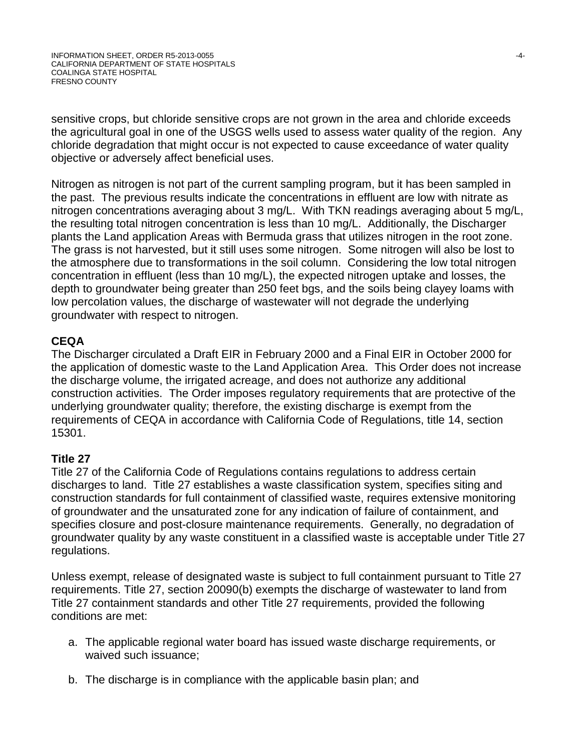sensitive crops, but chloride sensitive crops are not grown in the area and chloride exceeds the agricultural goal in one of the USGS wells used to assess water quality of the region. Any chloride degradation that might occur is not expected to cause exceedance of water quality objective or adversely affect beneficial uses.

Nitrogen as nitrogen is not part of the current sampling program, but it has been sampled in the past. The previous results indicate the concentrations in effluent are low with nitrate as nitrogen concentrations averaging about 3 mg/L. With TKN readings averaging about 5 mg/L, the resulting total nitrogen concentration is less than 10 mg/L. Additionally, the Discharger plants the Land application Areas with Bermuda grass that utilizes nitrogen in the root zone. The grass is not harvested, but it still uses some nitrogen. Some nitrogen will also be lost to the atmosphere due to transformations in the soil column. Considering the low total nitrogen concentration in effluent (less than 10 mg/L), the expected nitrogen uptake and losses, the depth to groundwater being greater than 250 feet bgs, and the soils being clayey loams with low percolation values, the discharge of wastewater will not degrade the underlying groundwater with respect to nitrogen.

**CEQA**

The Discharger circulated a Draft EIR in February 2000 and a Final EIR in October 2000 for the application of domestic waste to the Land Application Area. This Order does not increase the discharge volume, the irrigated acreage, and does not authorize any additional construction activities. The Order imposes regulatory requirements that are protective of the underlying groundwater quality; therefore, the existing discharge is exempt from the requirements of CEQA in accordance with California Code of Regulations, title 14, section 15301.

**Title 27**

Title 27 of the California Code of Regulations contains regulations to address certain discharges to land. Title 27 establishes a waste classification system, specifies siting and construction standards for full containment of classified waste, requires extensive monitoring of groundwater and the unsaturated zone for any indication of failure of containment, and specifies closure and post-closure maintenance requirements. Generally, no degradation of groundwater quality by any waste constituent in a classified waste is acceptable under Title 27 regulations.

Unless exempt, release of designated waste is subject to full containment pursuant to Title 27 requirements. Title 27, section 20090(b) exempts the discharge of wastewater to land from Title 27 containment standards and other Title 27 requirements, provided the following conditions are met:

a. The applicable regional water board has issued waste discharge requirements, or waived such issuance;

b. The discharge is in compliance with the applicable basin plan; and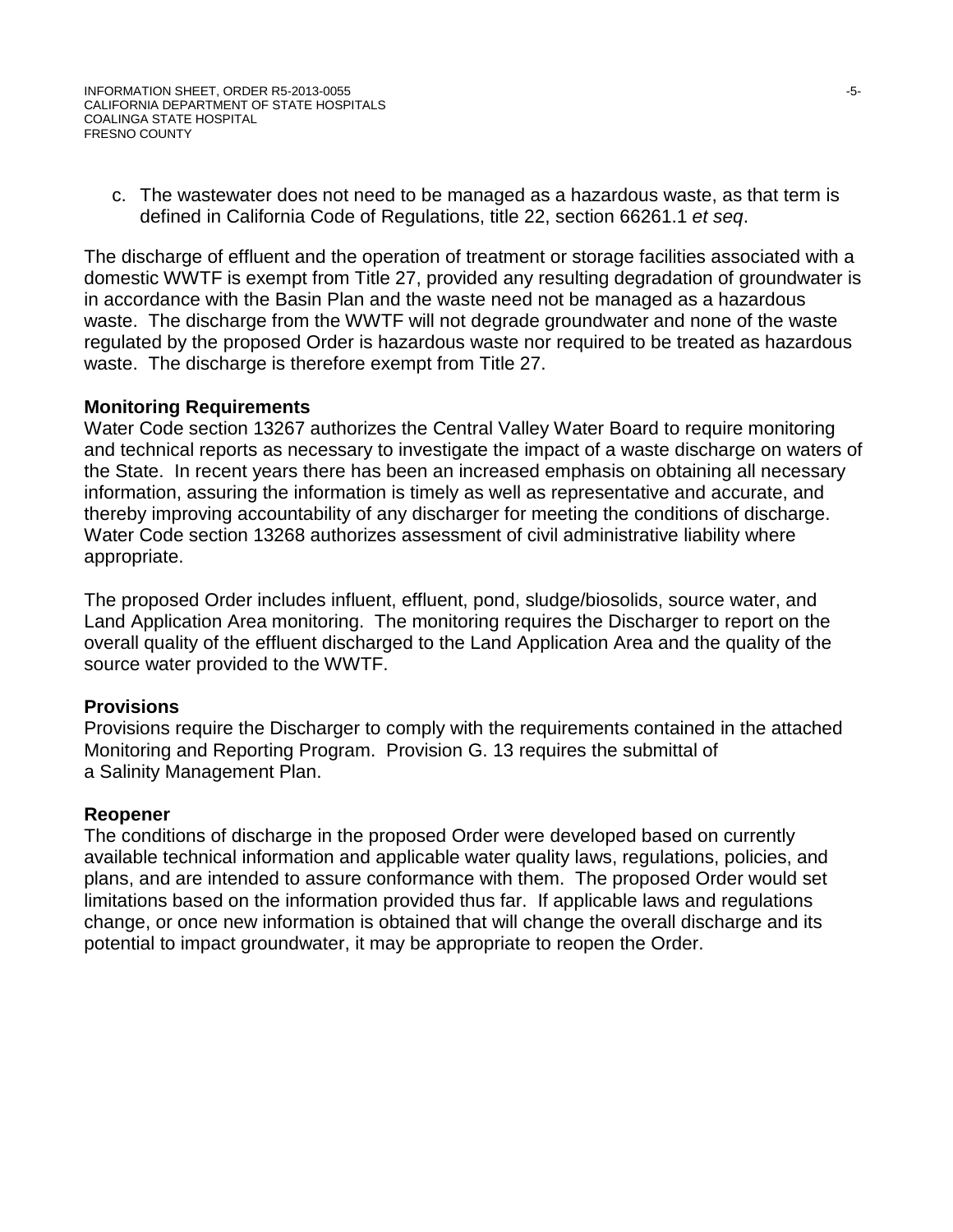c. The wastewater does not need to be managed as a hazardous waste, as that term is defined in California Code of Regulations, title 22, section 66261.1 *et seq*.

The discharge of effluent and the operation of treatment or storage facilities associated with a domestic WWTF is exempt from Title 27, provided any resulting degradation of groundwater is in accordance with the Basin Plan and the waste need not be managed as a hazardous waste. The discharge from the WWTF will not degrade groundwater and none of the waste regulated by the proposed Order is hazardous waste nor required to be treated as hazardous waste. The discharge is therefore exempt from Title 27.

**Monitoring Requirements**

Water Code section 13267 authorizes the Central Valley Water Board to require monitoring and technical reports as necessary to investigate the impact of a waste discharge on waters of the State. In recent years there has been an increased emphasis on obtaining all necessary information, assuring the information is timely as well as representative and accurate, and thereby improving accountability of any discharger for meeting the conditions of discharge. Water Code section 13268 authorizes assessment of civil administrative liability where appropriate.

The proposed Order includes influent, effluent, pond, sludge/biosolids, source water, and Land Application Area monitoring. The monitoring requires the Discharger to report on the overall quality of the effluent discharged to the Land Application Area and the quality of the source water provided to the WWTF.

**Provisions**

Provisions require the Discharger to comply with the requirements contained in the attached Monitoring and Reporting Program. Provision G. 13 requires the submittal of a Salinity Management Plan.

**Reopener**

The conditions of discharge in the proposed Order were developed based on currently available technical information and applicable water quality laws, regulations, policies, and plans, and are intended to assure conformance with them. The proposed Order would set limitations based on the information provided thus far. If applicable laws and regulations change, or once new information is obtained that will change the overall discharge and its potential to impact groundwater, it may be appropriate to reopen the Order.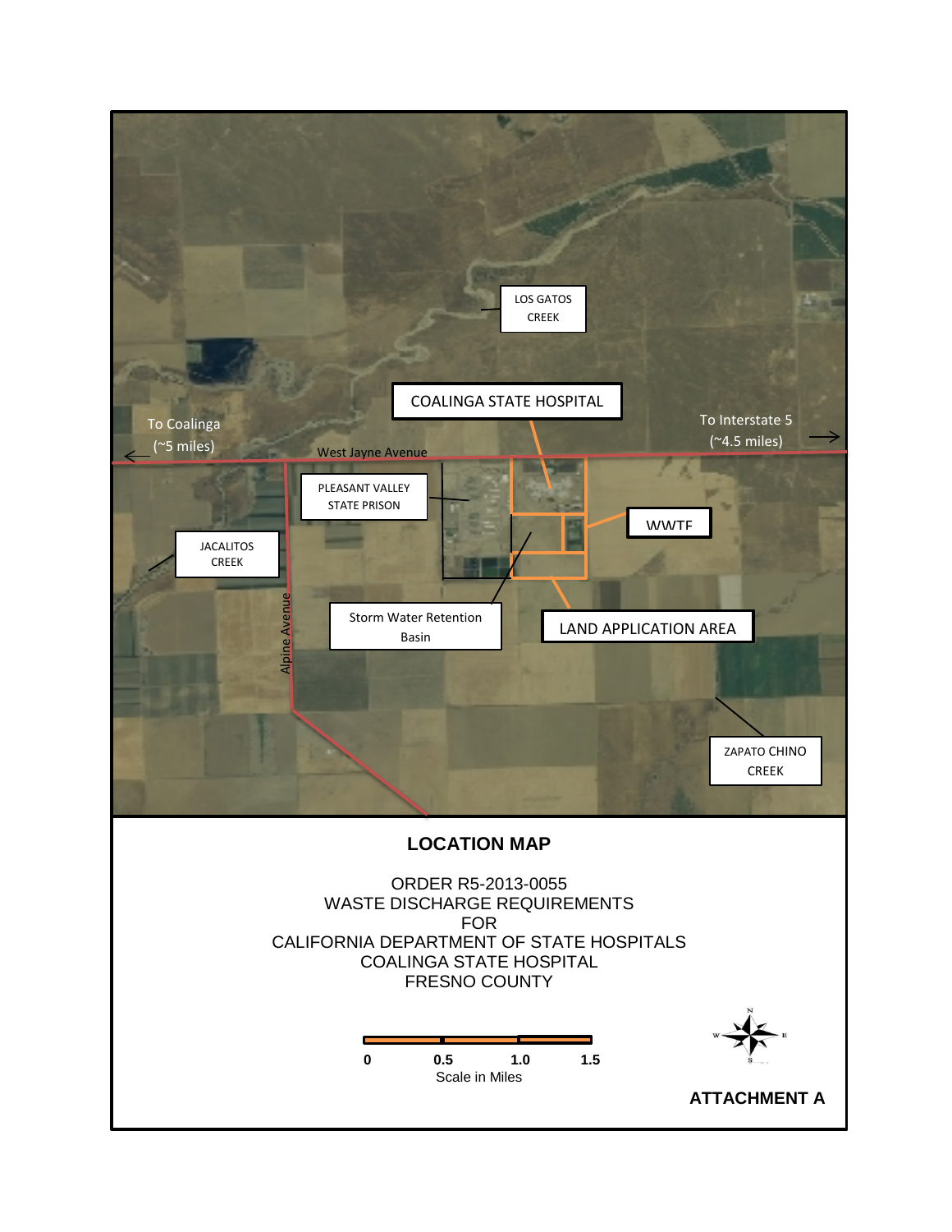LOS GATOS CREEK

COALINGA STATE HOSPITAL

To Coalinga (~5 miles)

To Interstate 5 (~4.5 miles)

West Jayne Avenue

PLEASANT VALLEY STATE PRISON

WWTF

JACALITOS CREEK

Alpine Avenue

Storm Water Retention Basin

LAND APPLICATION AREA

ZAPATO CHINO CREEK

## LOCATION MAP

ORDER R5-2013-0055
WASTE DISCHARGE REQUIREMENTS
FOR
CALIFORNIA DEPARTMENT OF STATE HOSPITALS
COALINGA STATE HOSPITAL
FRESNO COUNTY

0 0.5 1.0 1.5
Scale in Miles

**ATTACHMENT A**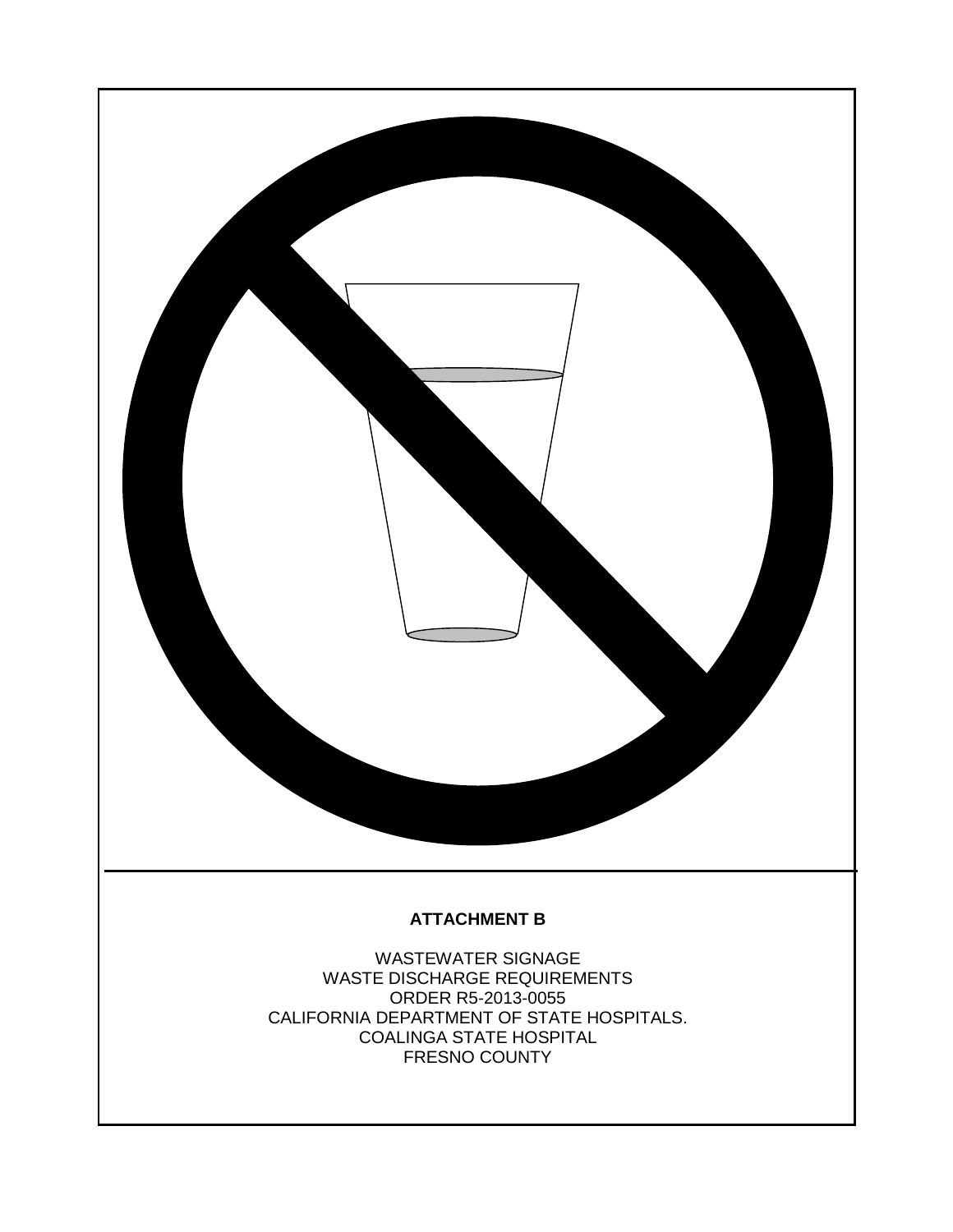**ATTACHMENT B**

WASTEWATER SIGNAGE
WASTE DISCHARGE REQUIREMENTS
ORDER R5-2013-0055
CALIFORNIA DEPARTMENT OF STATE HOSPITALS.
COALINGA STATE HOSPITAL
FRESNO COUNTY